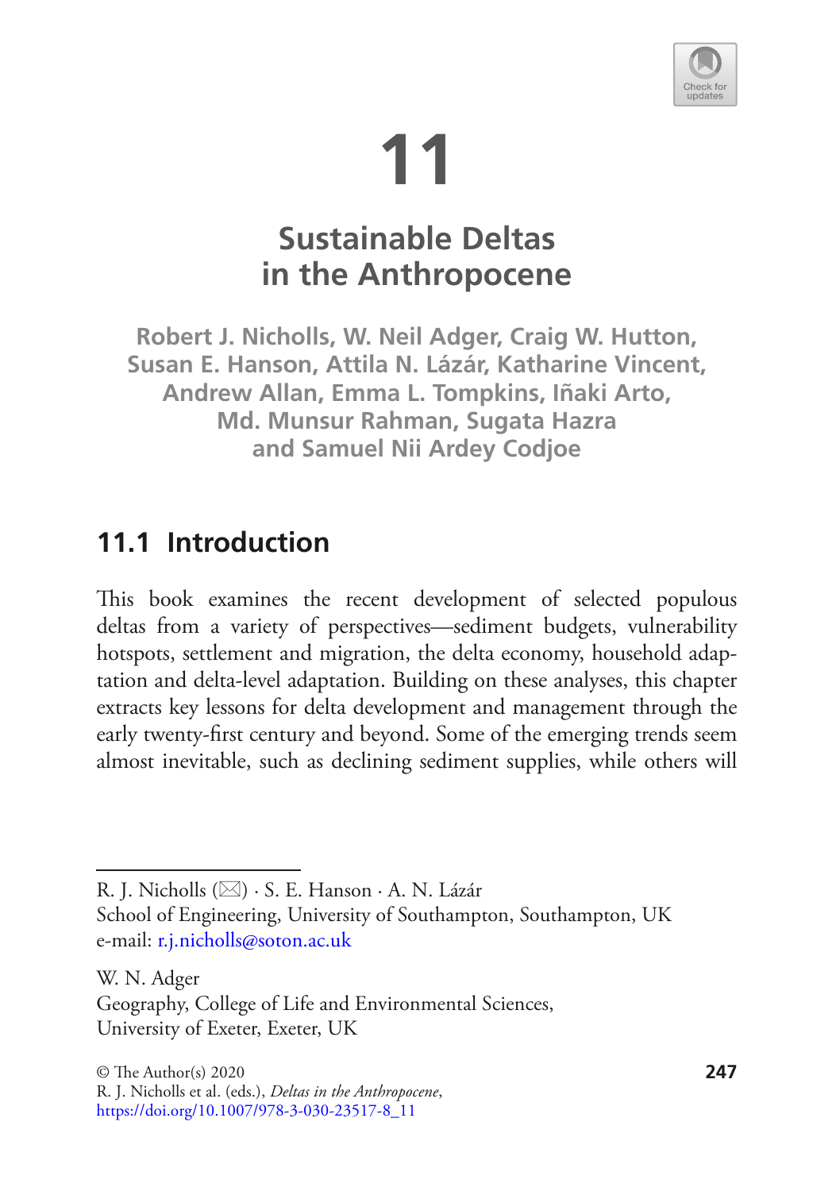# 11

# Sustainable Deltas in the Anthropocene

**Robert J. Nicholls, W. Neil Adger, Craig W. Hutton, Susan E. Hanson, Attila N. Lázár, Katharine Vincent, Andrew Allan, Emma L. Tompkins, Iñaki Arto, Md. Munsur Rahman, Sugata Hazra and Samuel Nii Ardey Codjoe**

## 11.1 Introduction

This book examines the recent development of selected populous deltas from a variety of perspectives—sediment budgets, vulnerability hotspots, settlement and migration, the delta economy, household adaptation and delta-level adaptation. Building on these analyses, this chapter extracts key lessons for delta development and management through the early twenty-first century and beyond. Some of the emerging trends seem almost inevitable, such as declining sediment supplies, while others will

---

R. J. Nicholls (✉) · S. E. Hanson · A. N. Lázár
School of Engineering, University of Southampton, Southampton, UK
e-mail: r.j.nicholls@soton.ac.uk

W. N. Adger
Geography, College of Life and Environmental Sciences, University of Exeter, Exeter, UK

© The Author(s) 2020
R. J. Nicholls et al. (eds.), *Deltas in the Anthropocene*,
https://doi.org/10.1007/978-3-030-23517-8_11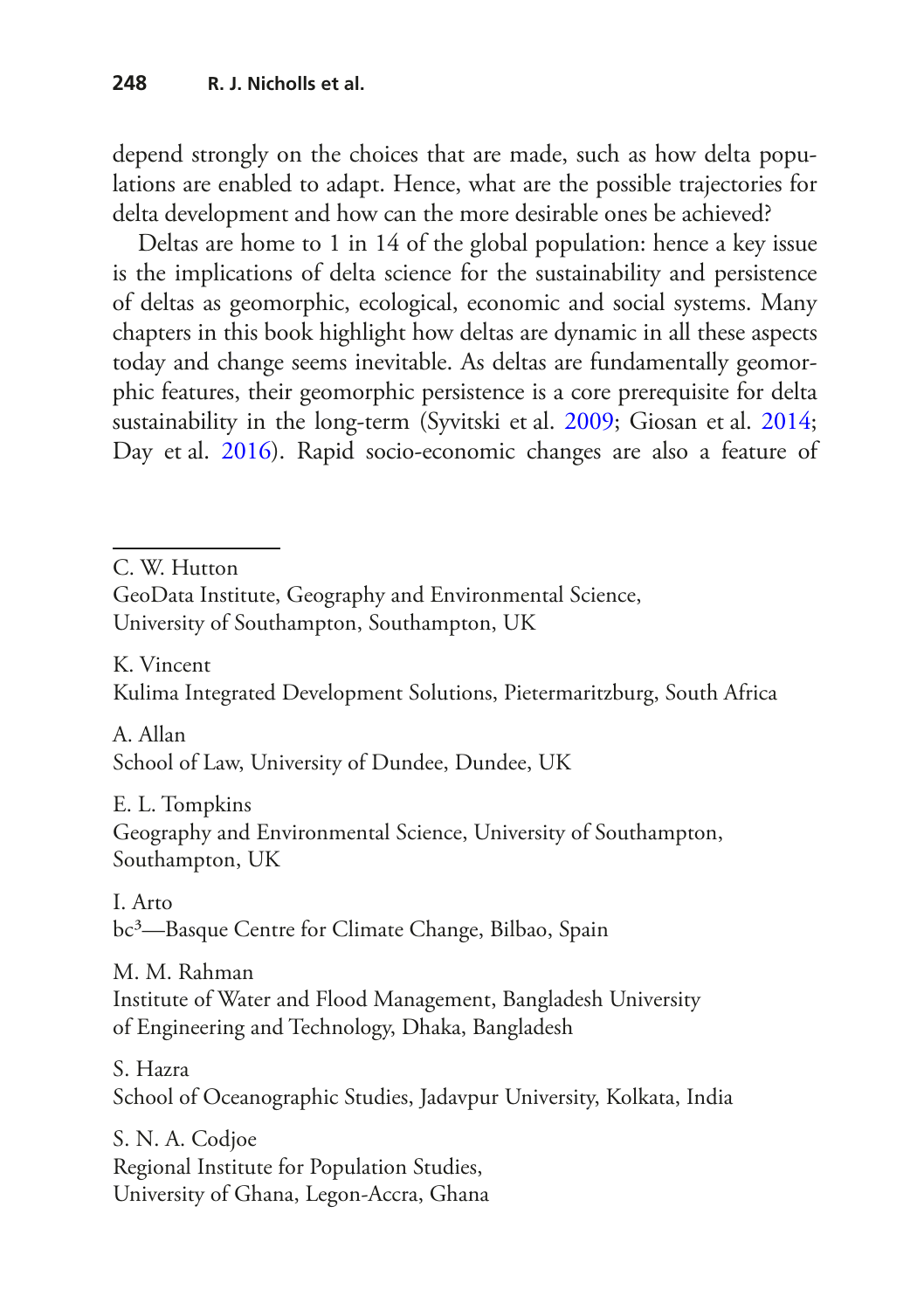depend strongly on the choices that are made, such as how delta populations are enabled to adapt. Hence, what are the possible trajectories for delta development and how can the more desirable ones be achieved?

Deltas are home to 1 in 14 of the global population: hence a key issue is the implications of delta science for the sustainability and persistence of deltas as geomorphic, ecological, economic and social systems. Many chapters in this book highlight how deltas are dynamic in all these aspects today and change seems inevitable. As deltas are fundamentally geomorphic features, their geomorphic persistence is a core prerequisite for delta sustainability in the long-term (Syvitski et al. 2009; Giosan et al. 2014; Day et al. 2016). Rapid socio-economic changes are also a feature of

---

C. W. Hutton
GeoData Institute, Geography and Environmental Science, University of Southampton, Southampton, UK

K. Vincent
Kulima Integrated Development Solutions, Pietermaritzburg, South Africa

A. Allan
School of Law, University of Dundee, Dundee, UK

E. L. Tompkins
Geography and Environmental Science, University of Southampton, Southampton, UK

I. Arto
bc³—Basque Centre for Climate Change, Bilbao, Spain

M. M. Rahman
Institute of Water and Flood Management, Bangladesh University of Engineering and Technology, Dhaka, Bangladesh

S. Hazra
School of Oceanographic Studies, Jadavpur University, Kolkata, India

S. N. A. Codjoe
Regional Institute for Population Studies, University of Ghana, Legon-Accra, Ghana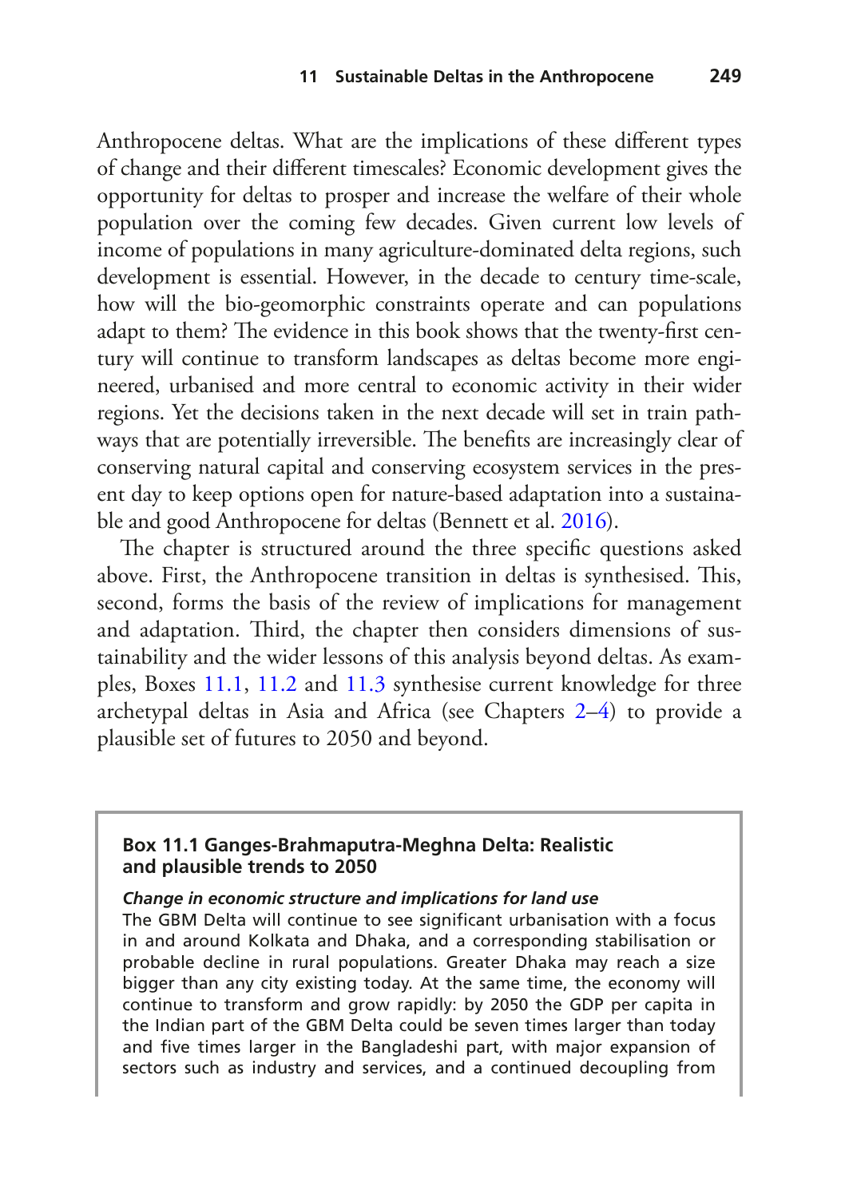Anthropocene deltas. What are the implications of these different types of change and their different timescales? Economic development gives the opportunity for deltas to prosper and increase the welfare of their whole population over the coming few decades. Given current low levels of income of populations in many agriculture-dominated delta regions, such development is essential. However, in the decade to century time-scale, how will the bio-geomorphic constraints operate and can populations adapt to them? The evidence in this book shows that the twenty-first century will continue to transform landscapes as deltas become more engineered, urbanised and more central to economic activity in their wider regions. Yet the decisions taken in the next decade will set in train pathways that are potentially irreversible. The benefits are increasingly clear of conserving natural capital and conserving ecosystem services in the present day to keep options open for nature-based adaptation into a sustainable and good Anthropocene for deltas (Bennett et al. 2016).

The chapter is structured around the three specific questions asked above. First, the Anthropocene transition in deltas is synthesised. This, second, forms the basis of the review of implications for management and adaptation. Third, the chapter then considers dimensions of sustainability and the wider lessons of this analysis beyond deltas. As examples, Boxes 11.1, 11.2 and 11.3 synthesise current knowledge for three archetypal deltas in Asia and Africa (see Chapters 2–4) to provide a plausible set of futures to 2050 and beyond.

**Box 11.1 Ganges-Brahmaputra-Meghna Delta: Realistic and plausible trends to 2050**

***Change in economic structure and implications for land use***

The GBM Delta will continue to see significant urbanisation with a focus in and around Kolkata and Dhaka, and a corresponding stabilisation or probable decline in rural populations. Greater Dhaka may reach a size bigger than any city existing today. At the same time, the economy will continue to transform and grow rapidly: by 2050 the GDP per capita in the Indian part of the GBM Delta could be seven times larger than today and five times larger in the Bangladeshi part, with major expansion of sectors such as industry and services, and a continued decoupling from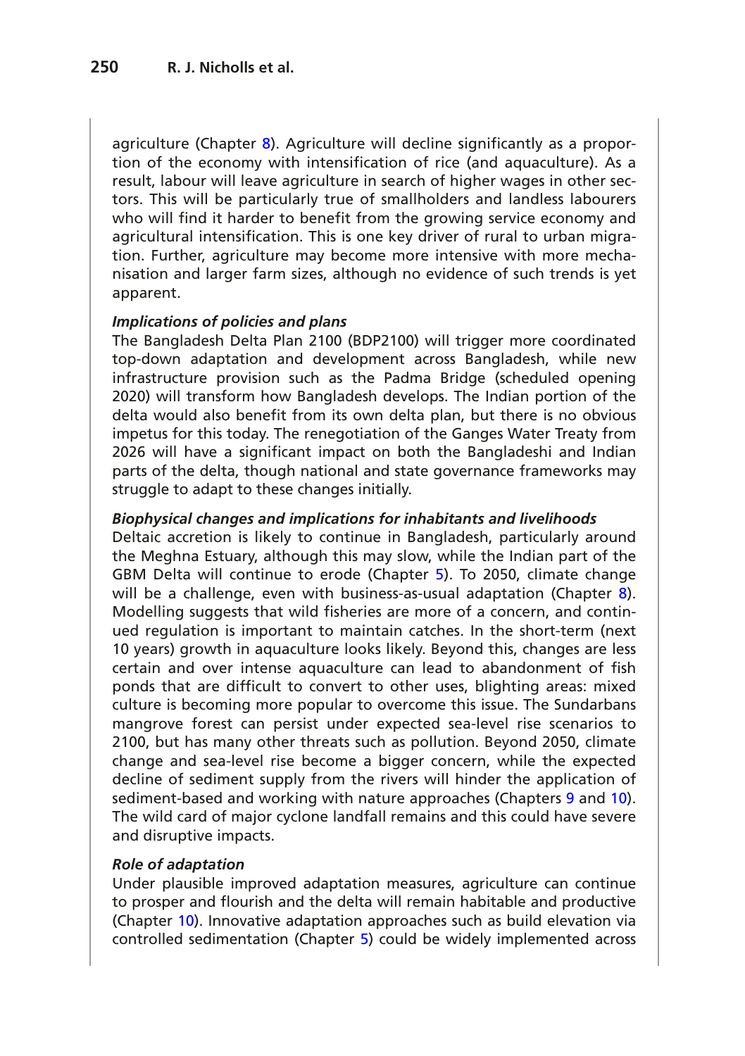agriculture (Chapter 8). Agriculture will decline significantly as a proportion of the economy with intensification of rice (and aquaculture). As a result, labour will leave agriculture in search of higher wages in other sectors. This will be particularly true of smallholders and landless labourers who will find it harder to benefit from the growing service economy and agricultural intensification. This is one key driver of rural to urban migration. Further, agriculture may become more intensive with more mechanisation and larger farm sizes, although no evidence of such trends is yet apparent.

***Implications of policies and plans***

The Bangladesh Delta Plan 2100 (BDP2100) will trigger more coordinated top-down adaptation and development across Bangladesh, while new infrastructure provision such as the Padma Bridge (scheduled opening 2020) will transform how Bangladesh develops. The Indian portion of the delta would also benefit from its own delta plan, but there is no obvious impetus for this today. The renegotiation of the Ganges Water Treaty from 2026 will have a significant impact on both the Bangladeshi and Indian parts of the delta, though national and state governance frameworks may struggle to adapt to these changes initially.

***Biophysical changes and implications for inhabitants and livelihoods***

Deltaic accretion is likely to continue in Bangladesh, particularly around the Meghna Estuary, although this may slow, while the Indian part of the GBM Delta will continue to erode (Chapter 5). To 2050, climate change will be a challenge, even with business-as-usual adaptation (Chapter 8). Modelling suggests that wild fisheries are more of a concern, and continued regulation is important to maintain catches. In the short-term (next 10 years) growth in aquaculture looks likely. Beyond this, changes are less certain and over intense aquaculture can lead to abandonment of fish ponds that are difficult to convert to other uses, blighting areas: mixed culture is becoming more popular to overcome this issue. The Sundarbans mangrove forest can persist under expected sea-level rise scenarios to 2100, but has many other threats such as pollution. Beyond 2050, climate change and sea-level rise become a bigger concern, while the expected decline of sediment supply from the rivers will hinder the application of sediment-based and working with nature approaches (Chapters 9 and 10). The wild card of major cyclone landfall remains and this could have severe and disruptive impacts.

***Role of adaptation***

Under plausible improved adaptation measures, agriculture can continue to prosper and flourish and the delta will remain habitable and productive (Chapter 10). Innovative adaptation approaches such as build elevation via controlled sedimentation (Chapter 5) could be widely implemented across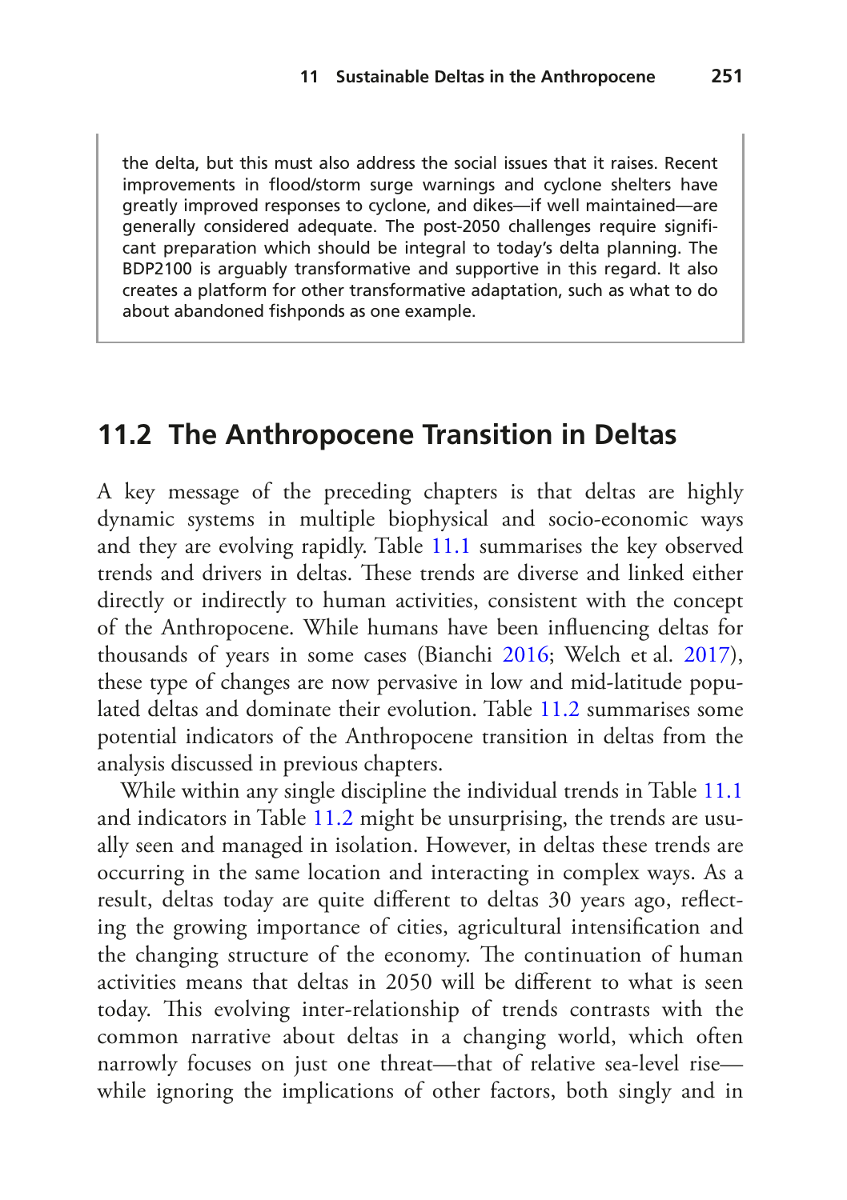the delta, but this must also address the social issues that it raises. Recent improvements in flood/storm surge warnings and cyclone shelters have greatly improved responses to cyclone, and dikes—if well maintained—are generally considered adequate. The post-2050 challenges require significant preparation which should be integral to today's delta planning. The BDP2100 is arguably transformative and supportive in this regard. It also creates a platform for other transformative adaptation, such as what to do about abandoned fishponds as one example.

## 11.2 The Anthropocene Transition in Deltas

A key message of the preceding chapters is that deltas are highly dynamic systems in multiple biophysical and socio-economic ways and they are evolving rapidly. Table 11.1 summarises the key observed trends and drivers in deltas. These trends are diverse and linked either directly or indirectly to human activities, consistent with the concept of the Anthropocene. While humans have been influencing deltas for thousands of years in some cases (Bianchi 2016; Welch et al. 2017), these type of changes are now pervasive in low and mid-latitude populated deltas and dominate their evolution. Table 11.2 summarises some potential indicators of the Anthropocene transition in deltas from the analysis discussed in previous chapters.

While within any single discipline the individual trends in Table 11.1 and indicators in Table 11.2 might be unsurprising, the trends are usually seen and managed in isolation. However, in deltas these trends are occurring in the same location and interacting in complex ways. As a result, deltas today are quite different to deltas 30 years ago, reflecting the growing importance of cities, agricultural intensification and the changing structure of the economy. The continuation of human activities means that deltas in 2050 will be different to what is seen today. This evolving inter-relationship of trends contrasts with the common narrative about deltas in a changing world, which often narrowly focuses on just one threat—that of relative sea-level rise—while ignoring the implications of other factors, both singly and in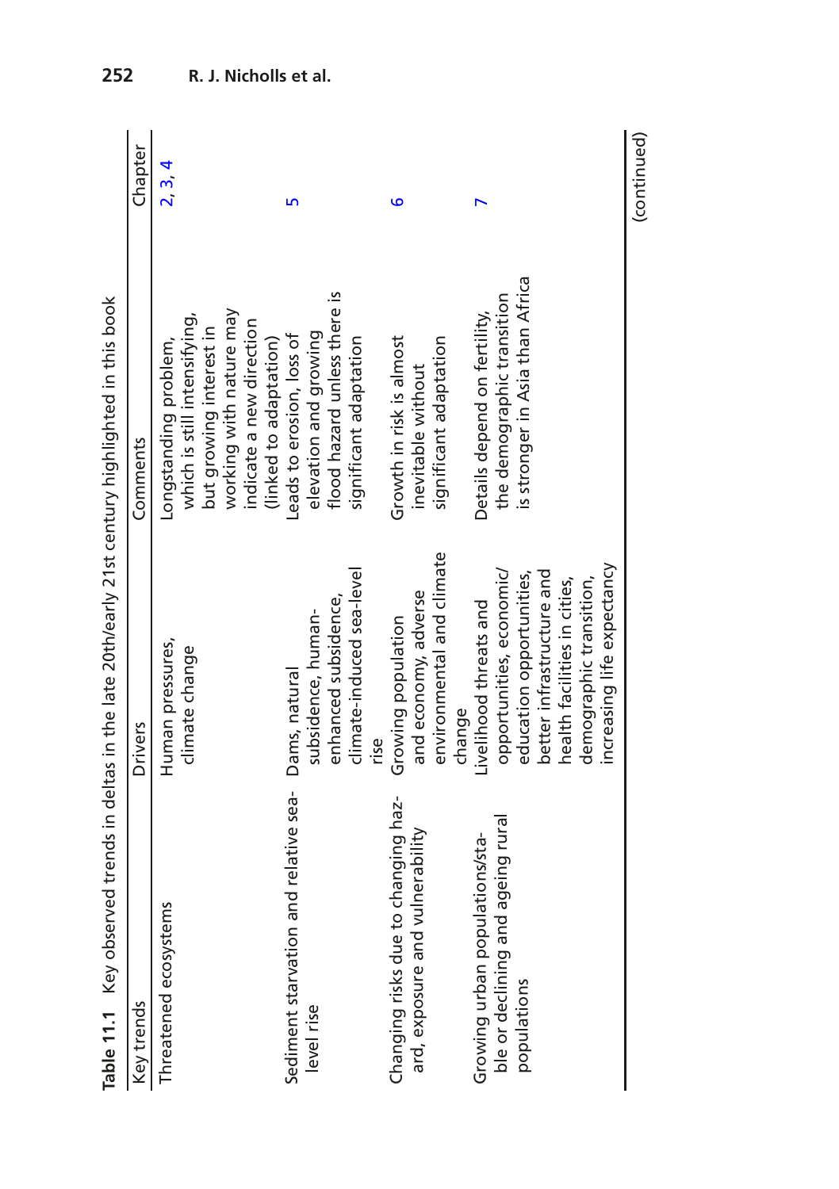**Table 11.1** Key observed trends in deltas in the late 20th/early 21st century highlighted in this book

| Key trends | Drivers | Comments | Chapter |
|---|---|---|---|
| Threatened ecosystems | Human pressures, climate change | Longstanding problem, which is still intensifying, but growing interest in working with nature may indicate a new direction (linked to adaptation) | 2, 3, 4 |
| Sediment starvation and relative sea-level rise | Dams, natural subsidence, human-enhanced subsidence, climate-induced sea-level rise | Leads to erosion, loss of elevation and growing flood hazard unless there is significant adaptation | 5 |
| Changing risks due to changing hazard, exposure and vulnerability | Growing population and economy, adverse environmental and climate change | Growth in risk is almost inevitable without significant adaptation | 6 |
| Growing urban populations/stable or declining and ageing rural populations | Livelihood threats and opportunities, economic/education opportunities, better infrastructure and health facilities in cities, demographic transition, increasing life expectancy | Details depend on fertility, the demographic transition is stronger in Asia than Africa | 7 |

(continued)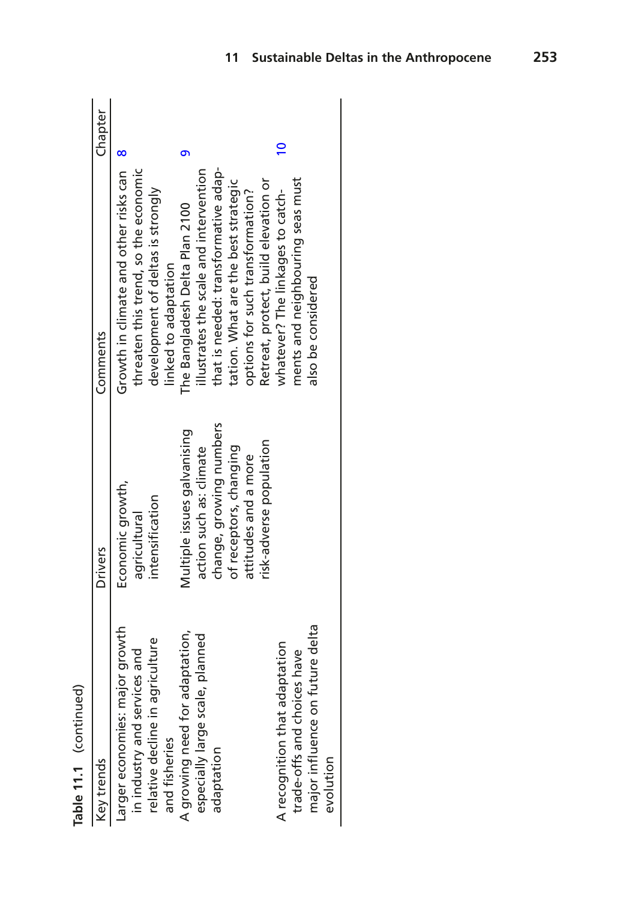**Table 11.1** (continued)

| Key trends | Drivers | Comments | Chapter |
|---|---|---|---|
| Larger economies: major growth in industry and services and relative decline in agriculture and fisheries | Economic growth, agricultural intensification | Growth in climate and other risks can threaten this trend, so the economic development of deltas is strongly linked to adaptation | 8 |
| A growing need for adaptation, especially large scale, planned adaptation | Multiple issues galvanising action such as: climate change, growing numbers of receptors, changing attitudes and a more risk-adverse population | The Bangladesh Delta Plan 2100 illustrates the scale and intervention that is needed: transformative adaptation. What are the best strategic options for such transformation? | 9 |
| A recognition that adaptation trade-offs and choices have major influence on future delta evolution | | Retreat, protect, build elevation or whatever? The linkages to catchments and neighbouring seas must also be considered | 10 |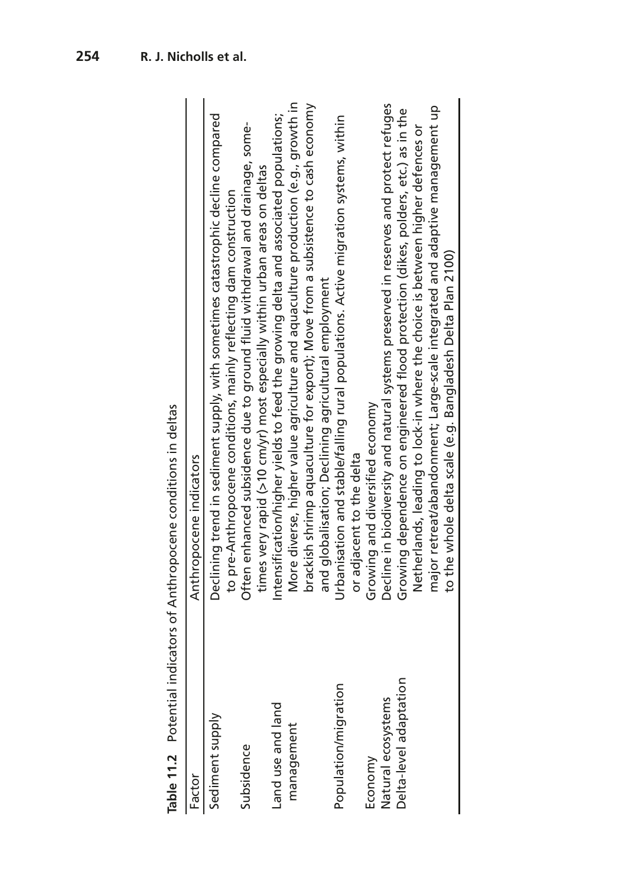**Table 11.2** Potential indicators of Anthropocene conditions in deltas

| Factor | Anthropocene indicators |
|---|---|
| Sediment supply | Declining trend in sediment supply, with sometimes catastrophic decline compared to pre-Anthropocene conditions, mainly reflecting dam construction |
| Subsidence | Often enhanced subsidence due to ground fluid withdrawal and drainage, sometimes very rapid (>10 cm/yr) most especially within urban areas on deltas |
| Land use and land management | Intensification/higher yields to feed the growing delta and associated populations; More diverse, higher value agriculture and aquaculture production (e.g., growth in brackish shrimp aquaculture for export); Move from a subsistence to cash economy and globalisation; Declining agricultural employment |
| Population/migration | Urbanisation and stable/falling rural populations. Active migration systems, within or adjacent to the delta |
| Economy | Growing and diversified economy |
| Natural ecosystems | Decline in biodiversity and natural systems preserved in reserves and protect refuges |
| Delta-level adaptation | Growing dependence on engineered flood protection (dikes, polders, etc.) as in the Netherlands, leading to lock-in where the choice is between higher defences or major retreat/abandonment; Large-scale integrated and adaptive management up to the whole delta scale (e.g. Bangladesh Delta Plan 2100) |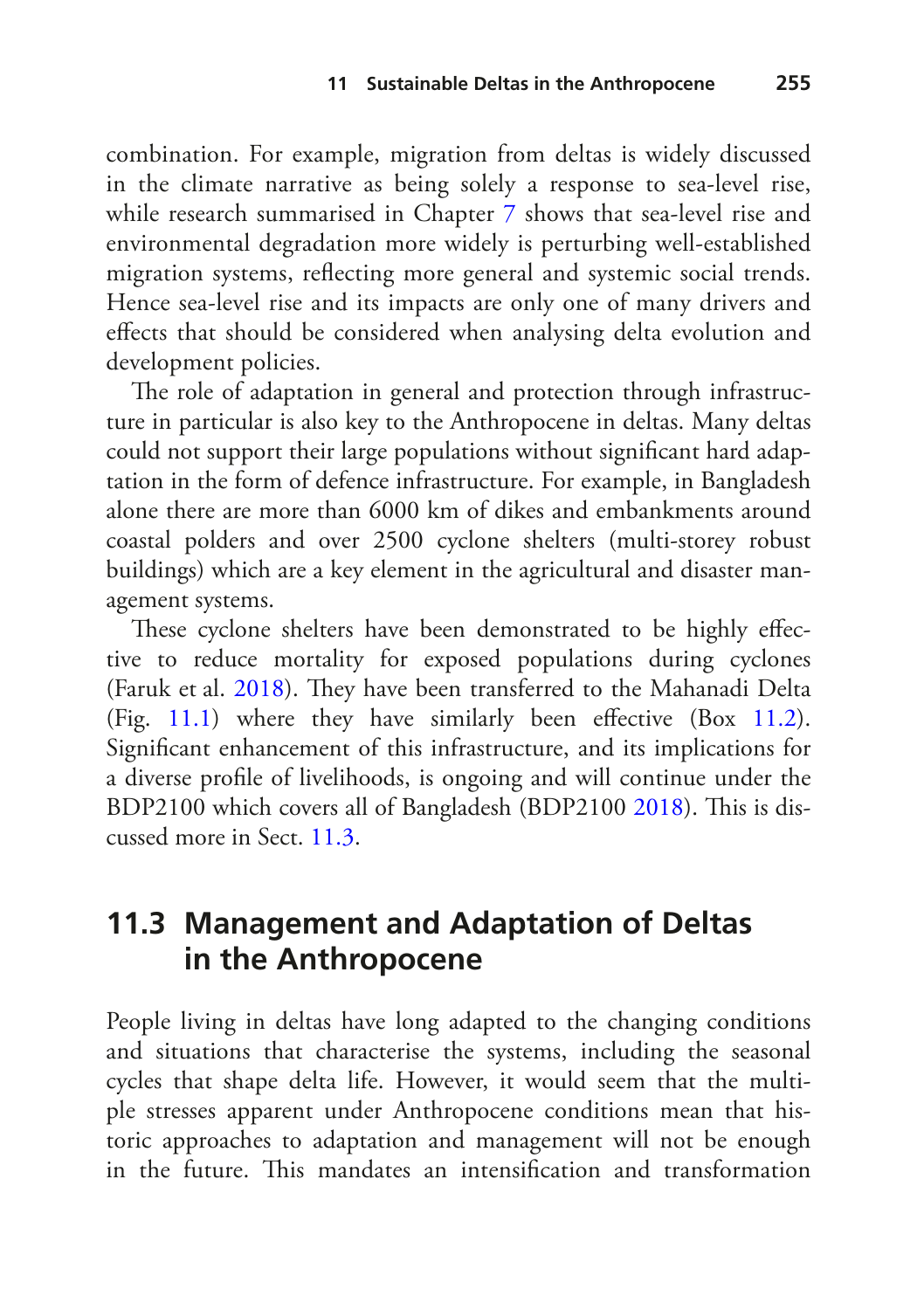combination. For example, migration from deltas is widely discussed in the climate narrative as being solely a response to sea-level rise, while research summarised in Chapter 7 shows that sea-level rise and environmental degradation more widely is perturbing well-established migration systems, reflecting more general and systemic social trends. Hence sea-level rise and its impacts are only one of many drivers and effects that should be considered when analysing delta evolution and development policies.

The role of adaptation in general and protection through infrastructure in particular is also key to the Anthropocene in deltas. Many deltas could not support their large populations without significant hard adaptation in the form of defence infrastructure. For example, in Bangladesh alone there are more than 6000 km of dikes and embankments around coastal polders and over 2500 cyclone shelters (multi-storey robust buildings) which are a key element in the agricultural and disaster management systems.

These cyclone shelters have been demonstrated to be highly effective to reduce mortality for exposed populations during cyclones (Faruk et al. 2018). They have been transferred to the Mahanadi Delta (Fig. 11.1) where they have similarly been effective (Box 11.2). Significant enhancement of this infrastructure, and its implications for a diverse profile of livelihoods, is ongoing and will continue under the BDP2100 which covers all of Bangladesh (BDP2100 2018). This is discussed more in Sect. 11.3.

## 11.3 Management and Adaptation of Deltas in the Anthropocene

People living in deltas have long adapted to the changing conditions and situations that characterise the systems, including the seasonal cycles that shape delta life. However, it would seem that the multiple stresses apparent under Anthropocene conditions mean that historic approaches to adaptation and management will not be enough in the future. This mandates an intensification and transformation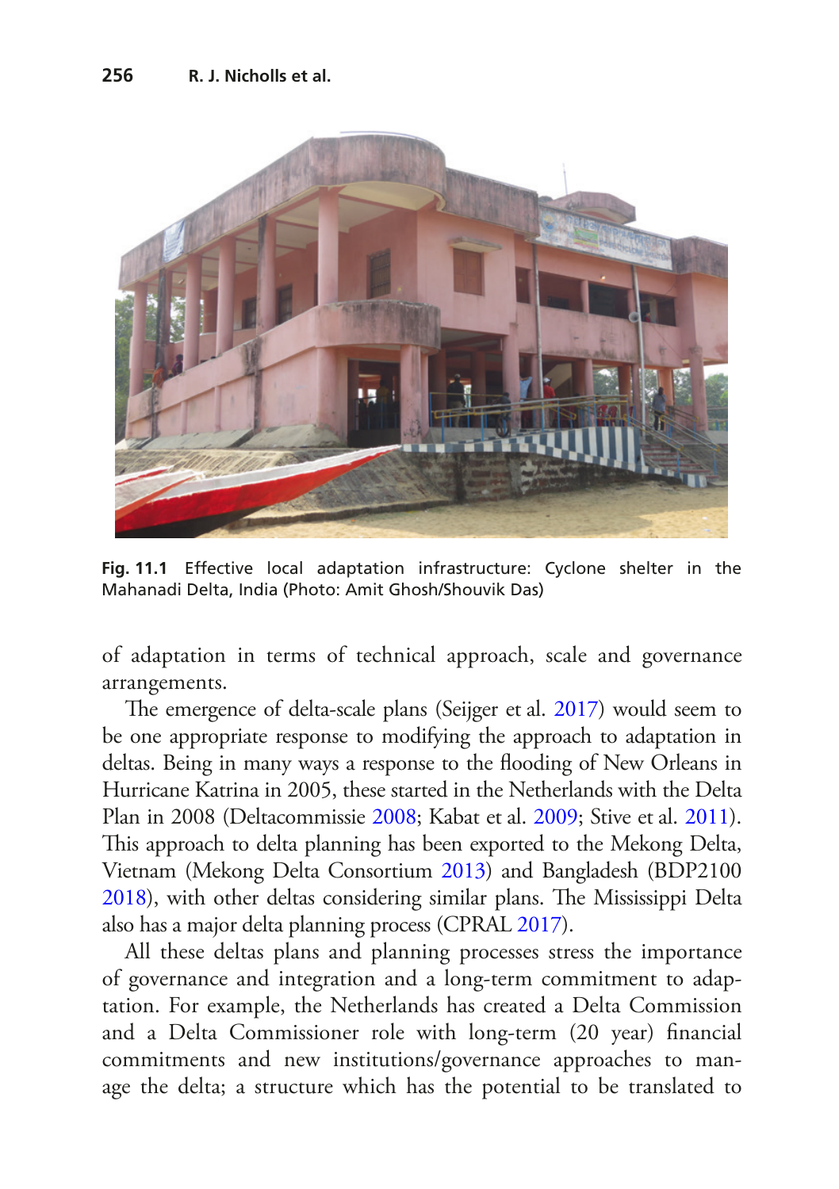Fig. 11.1 Effective local adaptation infrastructure: Cyclone shelter in the Mahanadi Delta, India (Photo: Amit Ghosh/Shouvik Das)

of adaptation in terms of technical approach, scale and governance arrangements.

The emergence of delta-scale plans (Seijger et al. 2017) would seem to be one appropriate response to modifying the approach to adaptation in deltas. Being in many ways a response to the flooding of New Orleans in Hurricane Katrina in 2005, these started in the Netherlands with the Delta Plan in 2008 (Deltacommissie 2008; Kabat et al. 2009; Stive et al. 2011). This approach to delta planning has been exported to the Mekong Delta, Vietnam (Mekong Delta Consortium 2013) and Bangladesh (BDP2100 2018), with other deltas considering similar plans. The Mississippi Delta also has a major delta planning process (CPRAL 2017).

All these deltas plans and planning processes stress the importance of governance and integration and a long-term commitment to adaptation. For example, the Netherlands has created a Delta Commission and a Delta Commissioner role with long-term (20 year) financial commitments and new institutions/governance approaches to manage the delta; a structure which has the potential to be translated to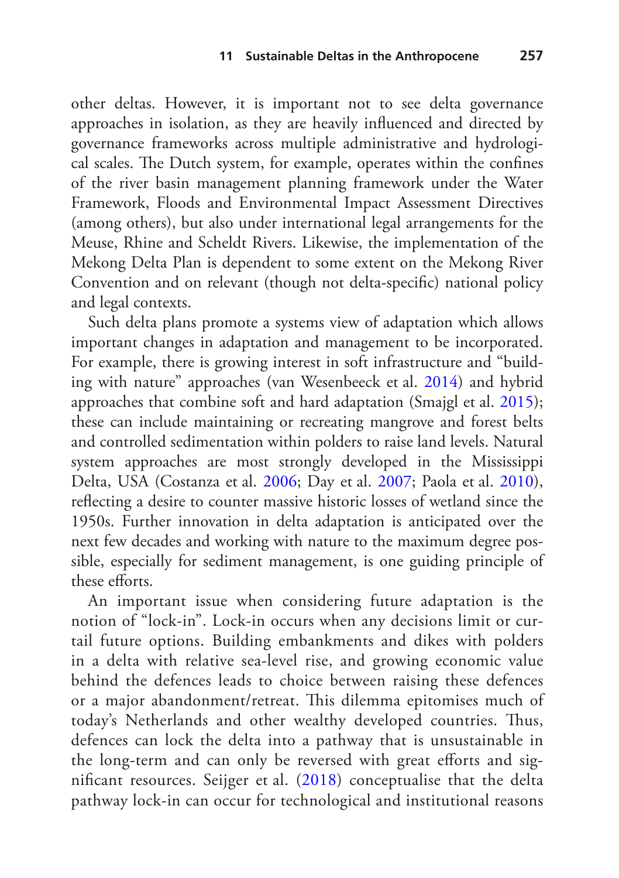other deltas. However, it is important not to see delta governance approaches in isolation, as they are heavily influenced and directed by governance frameworks across multiple administrative and hydrological scales. The Dutch system, for example, operates within the confines of the river basin management planning framework under the Water Framework, Floods and Environmental Impact Assessment Directives (among others), but also under international legal arrangements for the Meuse, Rhine and Scheldt Rivers. Likewise, the implementation of the Mekong Delta Plan is dependent to some extent on the Mekong River Convention and on relevant (though not delta-specific) national policy and legal contexts.

Such delta plans promote a systems view of adaptation which allows important changes in adaptation and management to be incorporated. For example, there is growing interest in soft infrastructure and "building with nature" approaches (van Wesenbeeck et al. 2014) and hybrid approaches that combine soft and hard adaptation (Smajgl et al. 2015); these can include maintaining or recreating mangrove and forest belts and controlled sedimentation within polders to raise land levels. Natural system approaches are most strongly developed in the Mississippi Delta, USA (Costanza et al. 2006; Day et al. 2007; Paola et al. 2010), reflecting a desire to counter massive historic losses of wetland since the 1950s. Further innovation in delta adaptation is anticipated over the next few decades and working with nature to the maximum degree possible, especially for sediment management, is one guiding principle of these efforts.

An important issue when considering future adaptation is the notion of "lock-in". Lock-in occurs when any decisions limit or curtail future options. Building embankments and dikes with polders in a delta with relative sea-level rise, and growing economic value behind the defences leads to choice between raising these defences or a major abandonment/retreat. This dilemma epitomises much of today's Netherlands and other wealthy developed countries. Thus, defences can lock the delta into a pathway that is unsustainable in the long-term and can only be reversed with great efforts and significant resources. Seijger et al. (2018) conceptualise that the delta pathway lock-in can occur for technological and institutional reasons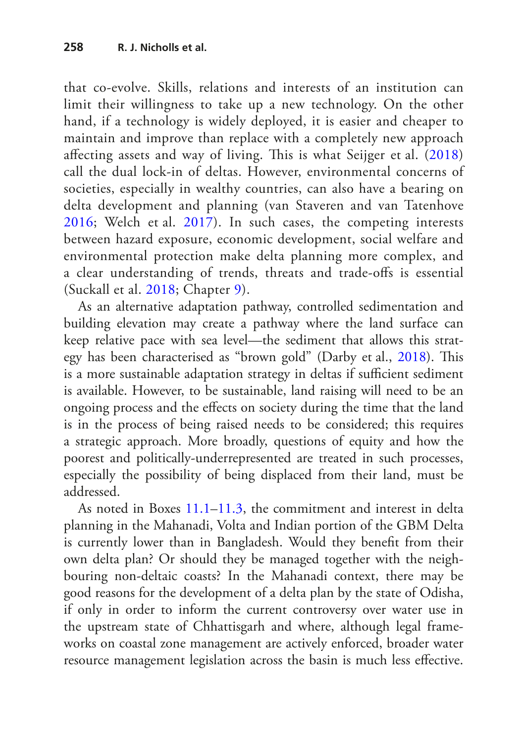that co-evolve. Skills, relations and interests of an institution can limit their willingness to take up a new technology. On the other hand, if a technology is widely deployed, it is easier and cheaper to maintain and improve than replace with a completely new approach affecting assets and way of living. This is what Seijger et al. (2018) call the dual lock-in of deltas. However, environmental concerns of societies, especially in wealthy countries, can also have a bearing on delta development and planning (van Staveren and van Tatenhove 2016; Welch et al. 2017). In such cases, the competing interests between hazard exposure, economic development, social welfare and environmental protection make delta planning more complex, and a clear understanding of trends, threats and trade-offs is essential (Suckall et al. 2018; Chapter 9).

As an alternative adaptation pathway, controlled sedimentation and building elevation may create a pathway where the land surface can keep relative pace with sea level—the sediment that allows this strategy has been characterised as "brown gold" (Darby et al., 2018). This is a more sustainable adaptation strategy in deltas if sufficient sediment is available. However, to be sustainable, land raising will need to be an ongoing process and the effects on society during the time that the land is in the process of being raised needs to be considered; this requires a strategic approach. More broadly, questions of equity and how the poorest and politically-underrepresented are treated in such processes, especially the possibility of being displaced from their land, must be addressed.

As noted in Boxes 11.1–11.3, the commitment and interest in delta planning in the Mahanadi, Volta and Indian portion of the GBM Delta is currently lower than in Bangladesh. Would they benefit from their own delta plan? Or should they be managed together with the neighbouring non-deltaic coasts? In the Mahanadi context, there may be good reasons for the development of a delta plan by the state of Odisha, if only in order to inform the current controversy over water use in the upstream state of Chhattisgarh and where, although legal frameworks on coastal zone management are actively enforced, broader water resource management legislation across the basin is much less effective.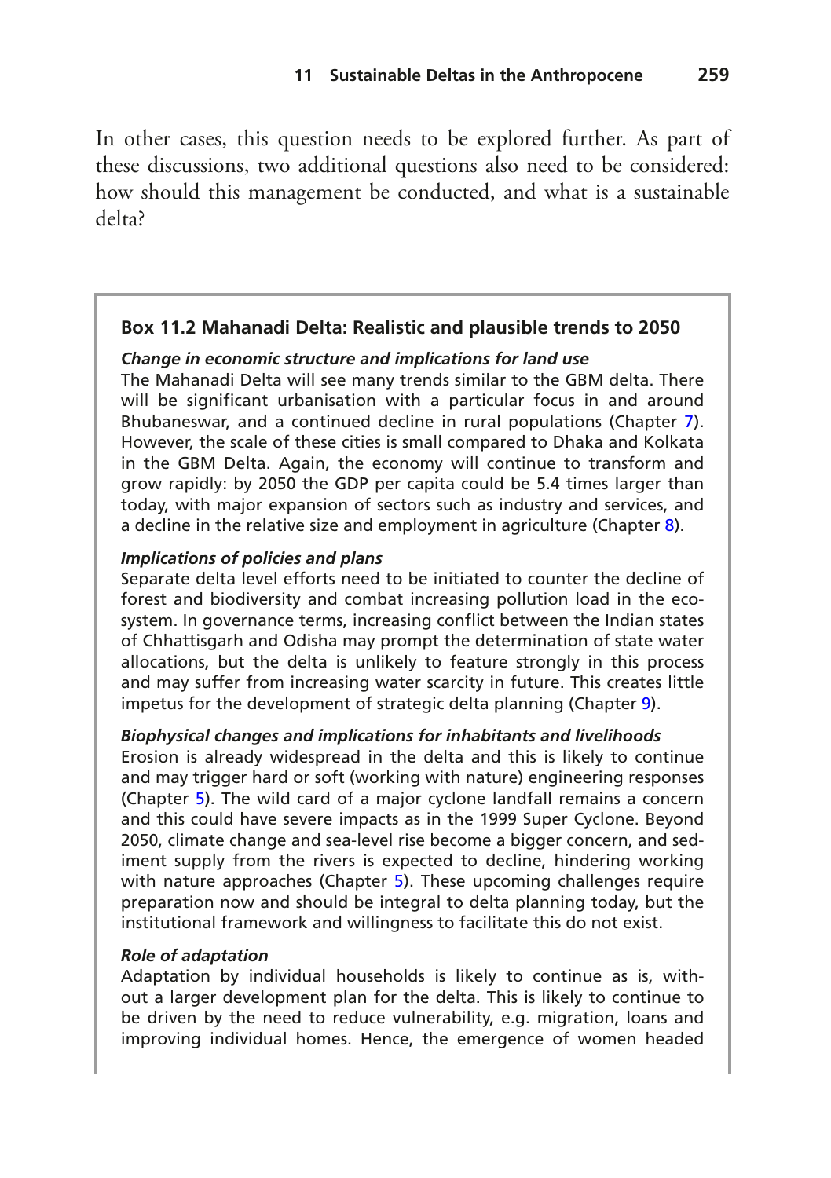In other cases, this question needs to be explored further. As part of these discussions, two additional questions also need to be considered: how should this management be conducted, and what is a sustainable delta?

### Box 11.2 Mahanadi Delta: Realistic and plausible trends to 2050

***Change in economic structure and implications for land use***

The Mahanadi Delta will see many trends similar to the GBM delta. There will be significant urbanisation with a particular focus in and around Bhubaneswar, and a continued decline in rural populations (Chapter 7). However, the scale of these cities is small compared to Dhaka and Kolkata in the GBM Delta. Again, the economy will continue to transform and grow rapidly: by 2050 the GDP per capita could be 5.4 times larger than today, with major expansion of sectors such as industry and services, and a decline in the relative size and employment in agriculture (Chapter 8).

***Implications of policies and plans***

Separate delta level efforts need to be initiated to counter the decline of forest and biodiversity and combat increasing pollution load in the ecosystem. In governance terms, increasing conflict between the Indian states of Chhattisgarh and Odisha may prompt the determination of state water allocations, but the delta is unlikely to feature strongly in this process and may suffer from increasing water scarcity in future. This creates little impetus for the development of strategic delta planning (Chapter 9).

***Biophysical changes and implications for inhabitants and livelihoods***

Erosion is already widespread in the delta and this is likely to continue and may trigger hard or soft (working with nature) engineering responses (Chapter 5). The wild card of a major cyclone landfall remains a concern and this could have severe impacts as in the 1999 Super Cyclone. Beyond 2050, climate change and sea-level rise become a bigger concern, and sediment supply from the rivers is expected to decline, hindering working with nature approaches (Chapter 5). These upcoming challenges require preparation now and should be integral to delta planning today, but the institutional framework and willingness to facilitate this do not exist.

***Role of adaptation***

Adaptation by individual households is likely to continue as is, without a larger development plan for the delta. This is likely to continue to be driven by the need to reduce vulnerability, e.g. migration, loans and improving individual homes. Hence, the emergence of women headed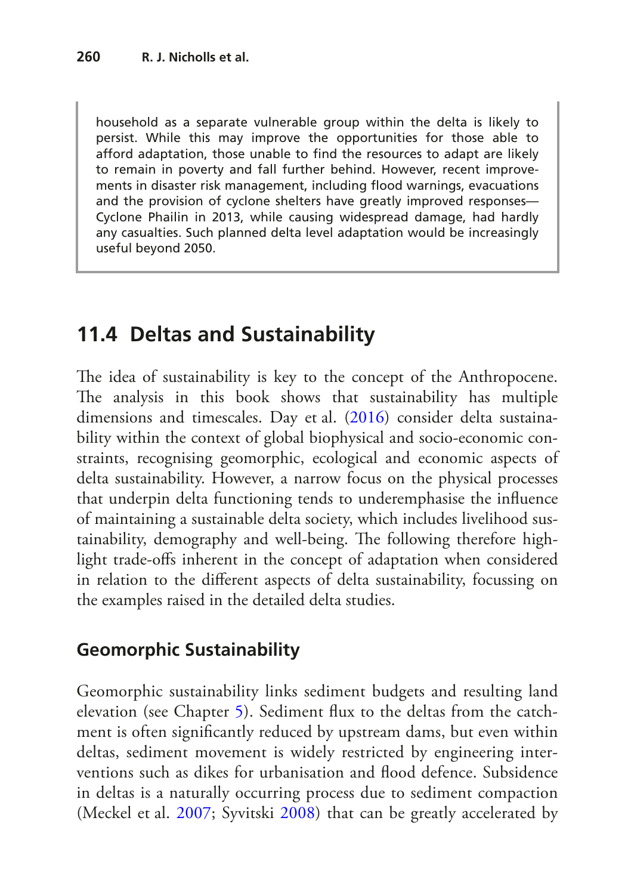household as a separate vulnerable group within the delta is likely to persist. While this may improve the opportunities for those able to afford adaptation, those unable to find the resources to adapt are likely to remain in poverty and fall further behind. However, recent improvements in disaster risk management, including flood warnings, evacuations and the provision of cyclone shelters have greatly improved responses—Cyclone Phailin in 2013, while causing widespread damage, had hardly any casualties. Such planned delta level adaptation would be increasingly useful beyond 2050.

## 11.4 Deltas and Sustainability

The idea of sustainability is key to the concept of the Anthropocene. The analysis in this book shows that sustainability has multiple dimensions and timescales. Day et al. (2016) consider delta sustainability within the context of global biophysical and socio-economic constraints, recognising geomorphic, ecological and economic aspects of delta sustainability. However, a narrow focus on the physical processes that underpin delta functioning tends to underemphasise the influence of maintaining a sustainable delta society, which includes livelihood sustainability, demography and well-being. The following therefore highlight trade-offs inherent in the concept of adaptation when considered in relation to the different aspects of delta sustainability, focussing on the examples raised in the detailed delta studies.

### Geomorphic Sustainability

Geomorphic sustainability links sediment budgets and resulting land elevation (see Chapter 5). Sediment flux to the deltas from the catchment is often significantly reduced by upstream dams, but even within deltas, sediment movement is widely restricted by engineering interventions such as dikes for urbanisation and flood defence. Subsidence in deltas is a naturally occurring process due to sediment compaction (Meckel et al. 2007; Syvitski 2008) that can be greatly accelerated by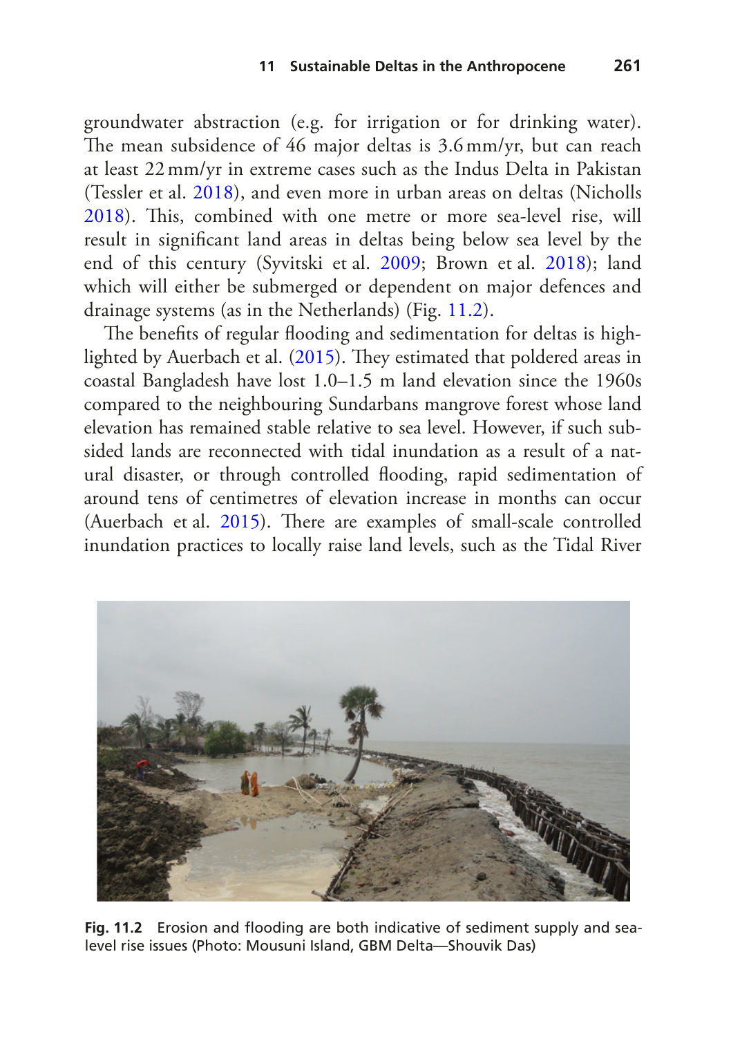groundwater abstraction (e.g. for irrigation or for drinking water). The mean subsidence of 46 major deltas is 3.6 mm/yr, but can reach at least 22 mm/yr in extreme cases such as the Indus Delta in Pakistan (Tessler et al. 2018), and even more in urban areas on deltas (Nicholls 2018). This, combined with one metre or more sea-level rise, will result in significant land areas in deltas being below sea level by the end of this century (Syvitski et al. 2009; Brown et al. 2018); land which will either be submerged or dependent on major defences and drainage systems (as in the Netherlands) (Fig. 11.2).

The benefits of regular flooding and sedimentation for deltas is highlighted by Auerbach et al. (2015). They estimated that poldered areas in coastal Bangladesh have lost 1.0–1.5 m land elevation since the 1960s compared to the neighbouring Sundarbans mangrove forest whose land elevation has remained stable relative to sea level. However, if such subsided lands are reconnected with tidal inundation as a result of a natural disaster, or through controlled flooding, rapid sedimentation of around tens of centimetres of elevation increase in months can occur (Auerbach et al. 2015). There are examples of small-scale controlled inundation practices to locally raise land levels, such as the Tidal River

**Fig. 11.2** Erosion and flooding are both indicative of sediment supply and sea-level rise issues (Photo: Mousuni Island, GBM Delta—Shouvik Das)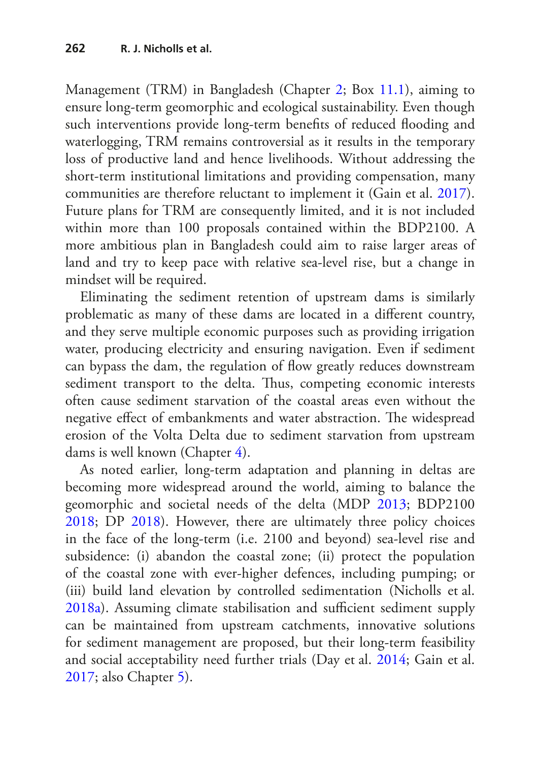Management (TRM) in Bangladesh (Chapter 2; Box 11.1), aiming to ensure long-term geomorphic and ecological sustainability. Even though such interventions provide long-term benefits of reduced flooding and waterlogging, TRM remains controversial as it results in the temporary loss of productive land and hence livelihoods. Without addressing the short-term institutional limitations and providing compensation, many communities are therefore reluctant to implement it (Gain et al. 2017). Future plans for TRM are consequently limited, and it is not included within more than 100 proposals contained within the BDP2100. A more ambitious plan in Bangladesh could aim to raise larger areas of land and try to keep pace with relative sea-level rise, but a change in mindset will be required.

Eliminating the sediment retention of upstream dams is similarly problematic as many of these dams are located in a different country, and they serve multiple economic purposes such as providing irrigation water, producing electricity and ensuring navigation. Even if sediment can bypass the dam, the regulation of flow greatly reduces downstream sediment transport to the delta. Thus, competing economic interests often cause sediment starvation of the coastal areas even without the negative effect of embankments and water abstraction. The widespread erosion of the Volta Delta due to sediment starvation from upstream dams is well known (Chapter 4).

As noted earlier, long-term adaptation and planning in deltas are becoming more widespread around the world, aiming to balance the geomorphic and societal needs of the delta (MDP 2013; BDP2100 2018; DP 2018). However, there are ultimately three policy choices in the face of the long-term (i.e. 2100 and beyond) sea-level rise and subsidence: (i) abandon the coastal zone; (ii) protect the population of the coastal zone with ever-higher defences, including pumping; or (iii) build land elevation by controlled sedimentation (Nicholls et al. 2018a). Assuming climate stabilisation and sufficient sediment supply can be maintained from upstream catchments, innovative solutions for sediment management are proposed, but their long-term feasibility and social acceptability need further trials (Day et al. 2014; Gain et al. 2017; also Chapter 5).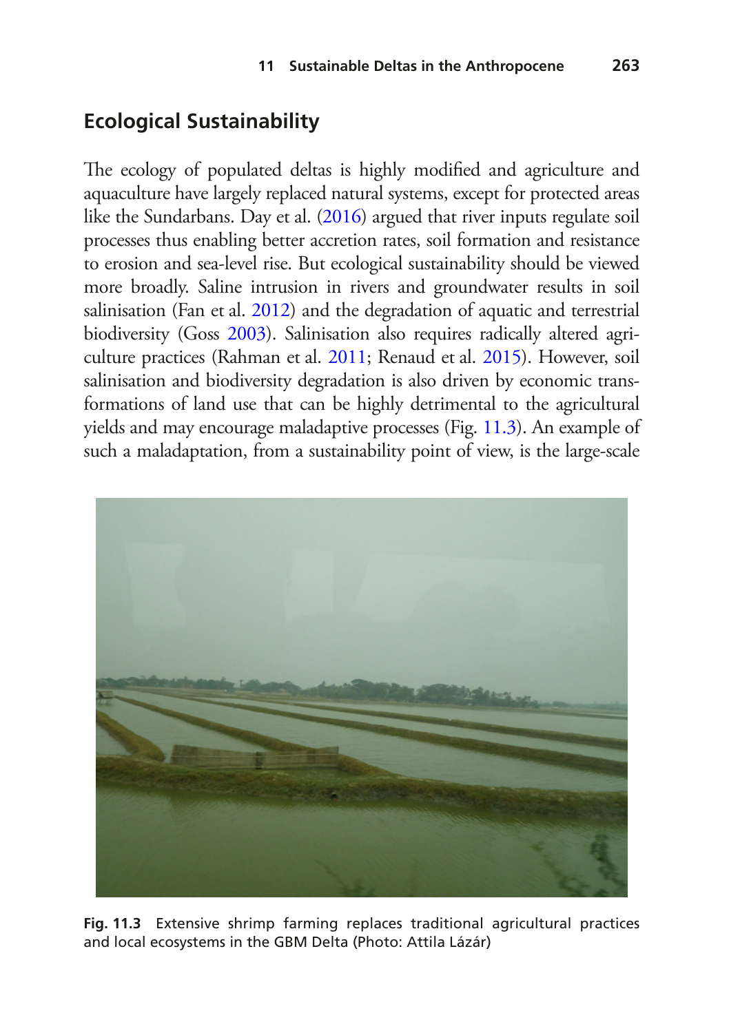## Ecological Sustainability

The ecology of populated deltas is highly modified and agriculture and aquaculture have largely replaced natural systems, except for protected areas like the Sundarbans. Day et al. (2016) argued that river inputs regulate soil processes thus enabling better accretion rates, soil formation and resistance to erosion and sea-level rise. But ecological sustainability should be viewed more broadly. Saline intrusion in rivers and groundwater results in soil salinisation (Fan et al. 2012) and the degradation of aquatic and terrestrial biodiversity (Goss 2003). Salinisation also requires radically altered agriculture practices (Rahman et al. 2011; Renaud et al. 2015). However, soil salinisation and biodiversity degradation is also driven by economic transformations of land use that can be highly detrimental to the agricultural yields and may encourage maladaptive processes (Fig. 11.3). An example of such a maladaptation, from a sustainability point of view, is the large-scale

**Fig. 11.3** Extensive shrimp farming replaces traditional agricultural practices and local ecosystems in the GBM Delta (Photo: Attila Lázár)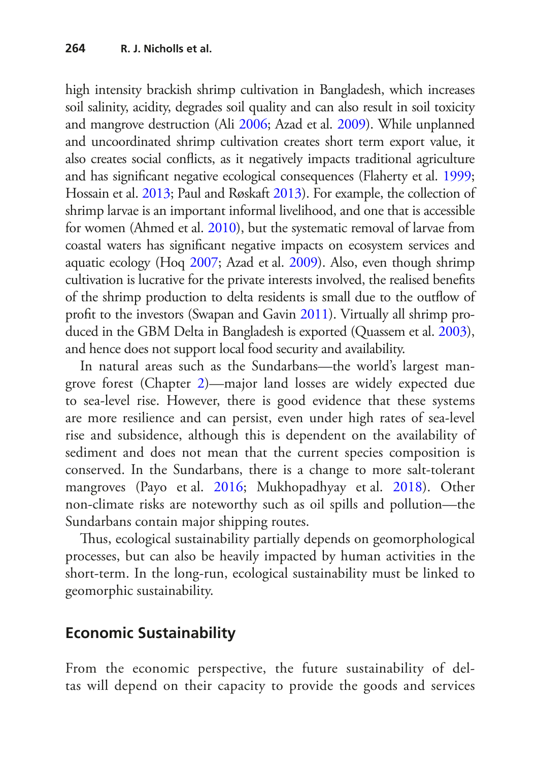high intensity brackish shrimp cultivation in Bangladesh, which increases soil salinity, acidity, degrades soil quality and can also result in soil toxicity and mangrove destruction (Ali 2006; Azad et al. 2009). While unplanned and uncoordinated shrimp cultivation creates short term export value, it also creates social conflicts, as it negatively impacts traditional agriculture and has significant negative ecological consequences (Flaherty et al. 1999; Hossain et al. 2013; Paul and Røskaft 2013). For example, the collection of shrimp larvae is an important informal livelihood, and one that is accessible for women (Ahmed et al. 2010), but the systematic removal of larvae from coastal waters has significant negative impacts on ecosystem services and aquatic ecology (Hoq 2007; Azad et al. 2009). Also, even though shrimp cultivation is lucrative for the private interests involved, the realised benefits of the shrimp production to delta residents is small due to the outflow of profit to the investors (Swapan and Gavin 2011). Virtually all shrimp produced in the GBM Delta in Bangladesh is exported (Quassem et al. 2003), and hence does not support local food security and availability.

In natural areas such as the Sundarbans—the world's largest mangrove forest (Chapter 2)—major land losses are widely expected due to sea-level rise. However, there is good evidence that these systems are more resilience and can persist, even under high rates of sea-level rise and subsidence, although this is dependent on the availability of sediment and does not mean that the current species composition is conserved. In the Sundarbans, there is a change to more salt-tolerant mangroves (Payo et al. 2016; Mukhopadhyay et al. 2018). Other non-climate risks are noteworthy such as oil spills and pollution—the Sundarbans contain major shipping routes.

Thus, ecological sustainability partially depends on geomorphological processes, but can also be heavily impacted by human activities in the short-term. In the long-run, ecological sustainability must be linked to geomorphic sustainability.

## Economic Sustainability

From the economic perspective, the future sustainability of deltas will depend on their capacity to provide the goods and services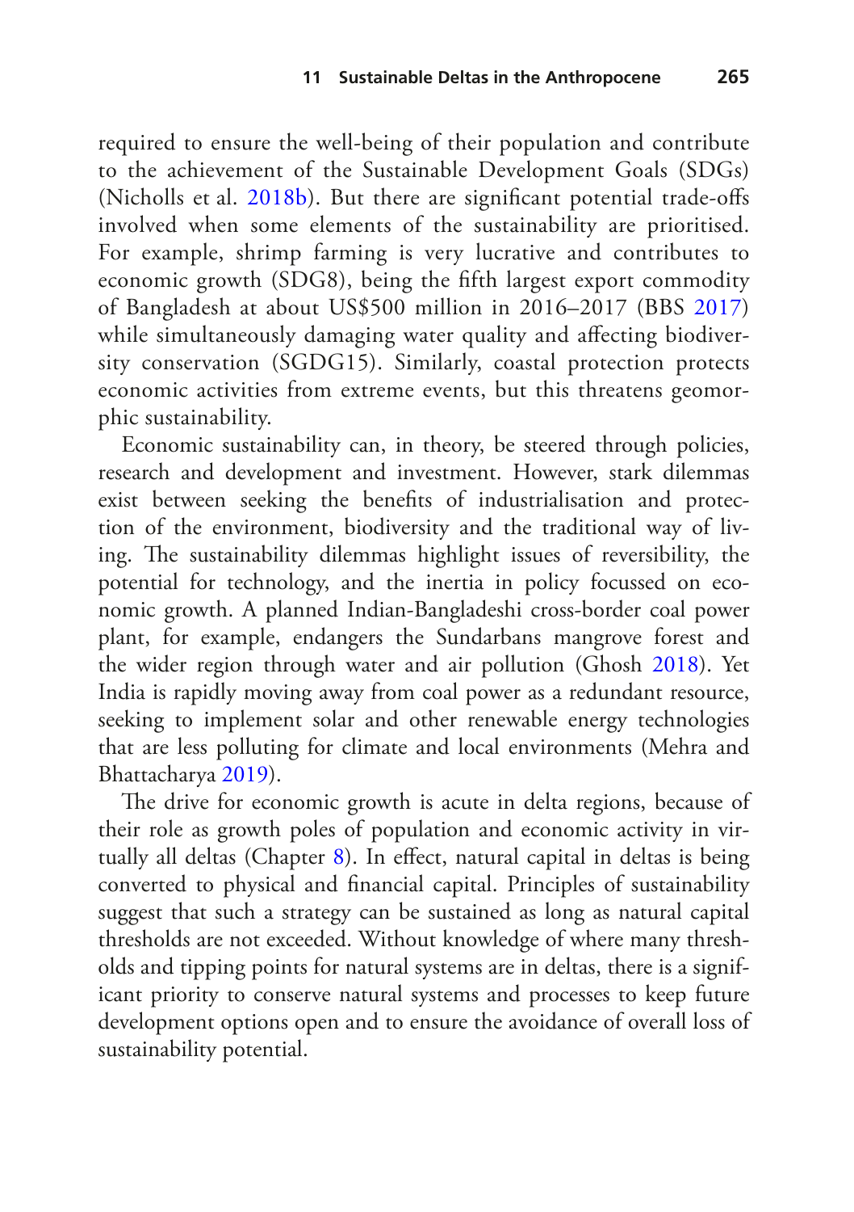required to ensure the well-being of their population and contribute to the achievement of the Sustainable Development Goals (SDGs) (Nicholls et al. 2018b). But there are significant potential trade-offs involved when some elements of the sustainability are prioritised. For example, shrimp farming is very lucrative and contributes to economic growth (SDG8), being the fifth largest export commodity of Bangladesh at about US$500 million in 2016–2017 (BBS 2017) while simultaneously damaging water quality and affecting biodiversity conservation (SGDG15). Similarly, coastal protection protects economic activities from extreme events, but this threatens geomorphic sustainability.

Economic sustainability can, in theory, be steered through policies, research and development and investment. However, stark dilemmas exist between seeking the benefits of industrialisation and protection of the environment, biodiversity and the traditional way of living. The sustainability dilemmas highlight issues of reversibility, the potential for technology, and the inertia in policy focussed on economic growth. A planned Indian-Bangladeshi cross-border coal power plant, for example, endangers the Sundarbans mangrove forest and the wider region through water and air pollution (Ghosh 2018). Yet India is rapidly moving away from coal power as a redundant resource, seeking to implement solar and other renewable energy technologies that are less polluting for climate and local environments (Mehra and Bhattacharya 2019).

The drive for economic growth is acute in delta regions, because of their role as growth poles of population and economic activity in virtually all deltas (Chapter 8). In effect, natural capital in deltas is being converted to physical and financial capital. Principles of sustainability suggest that such a strategy can be sustained as long as natural capital thresholds are not exceeded. Without knowledge of where many thresholds and tipping points for natural systems are in deltas, there is a significant priority to conserve natural systems and processes to keep future development options open and to ensure the avoidance of overall loss of sustainability potential.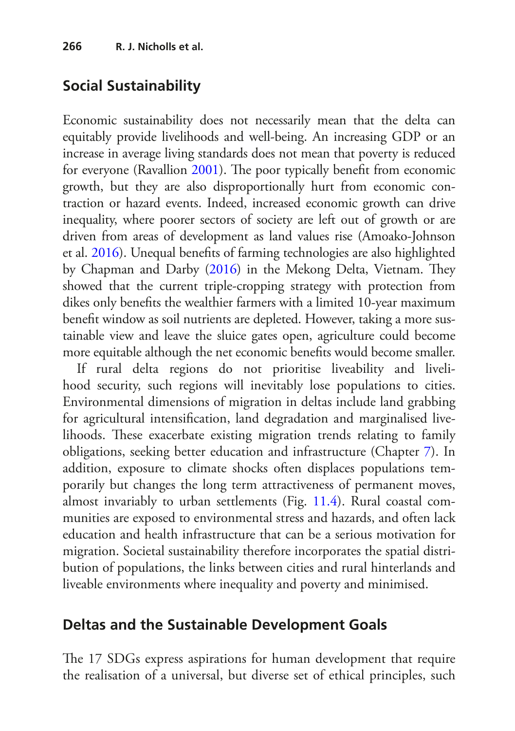## Social Sustainability

Economic sustainability does not necessarily mean that the delta can equitably provide livelihoods and well-being. An increasing GDP or an increase in average living standards does not mean that poverty is reduced for everyone (Ravallion 2001). The poor typically benefit from economic growth, but they are also disproportionally hurt from economic contraction or hazard events. Indeed, increased economic growth can drive inequality, where poorer sectors of society are left out of growth or are driven from areas of development as land values rise (Amoako-Johnson et al. 2016). Unequal benefits of farming technologies are also highlighted by Chapman and Darby (2016) in the Mekong Delta, Vietnam. They showed that the current triple-cropping strategy with protection from dikes only benefits the wealthier farmers with a limited 10-year maximum benefit window as soil nutrients are depleted. However, taking a more sustainable view and leave the sluice gates open, agriculture could become more equitable although the net economic benefits would become smaller.

If rural delta regions do not prioritise liveability and livelihood security, such regions will inevitably lose populations to cities. Environmental dimensions of migration in deltas include land grabbing for agricultural intensification, land degradation and marginalised livelihoods. These exacerbate existing migration trends relating to family obligations, seeking better education and infrastructure (Chapter 7). In addition, exposure to climate shocks often displaces populations temporarily but changes the long term attractiveness of permanent moves, almost invariably to urban settlements (Fig. 11.4). Rural coastal communities are exposed to environmental stress and hazards, and often lack education and health infrastructure that can be a serious motivation for migration. Societal sustainability therefore incorporates the spatial distribution of populations, the links between cities and rural hinterlands and liveable environments where inequality and poverty and minimised.

## Deltas and the Sustainable Development Goals

The 17 SDGs express aspirations for human development that require the realisation of a universal, but diverse set of ethical principles, such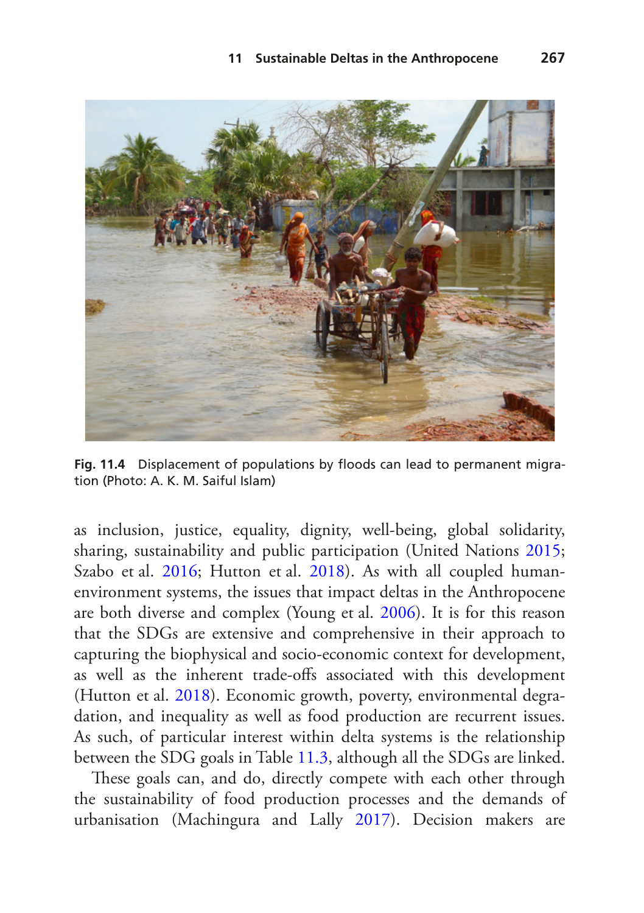Fig. 11.4 Displacement of populations by floods can lead to permanent migration (Photo: A. K. M. Saiful Islam)

as inclusion, justice, equality, dignity, well-being, global solidarity, sharing, sustainability and public participation (United Nations 2015; Szabo et al. 2016; Hutton et al. 2018). As with all coupled human-environment systems, the issues that impact deltas in the Anthropocene are both diverse and complex (Young et al. 2006). It is for this reason that the SDGs are extensive and comprehensive in their approach to capturing the biophysical and socio-economic context for development, as well as the inherent trade-offs associated with this development (Hutton et al. 2018). Economic growth, poverty, environmental degradation, and inequality as well as food production are recurrent issues. As such, of particular interest within delta systems is the relationship between the SDG goals in Table 11.3, although all the SDGs are linked.

These goals can, and do, directly compete with each other through the sustainability of food production processes and the demands of urbanisation (Machingura and Lally 2017). Decision makers are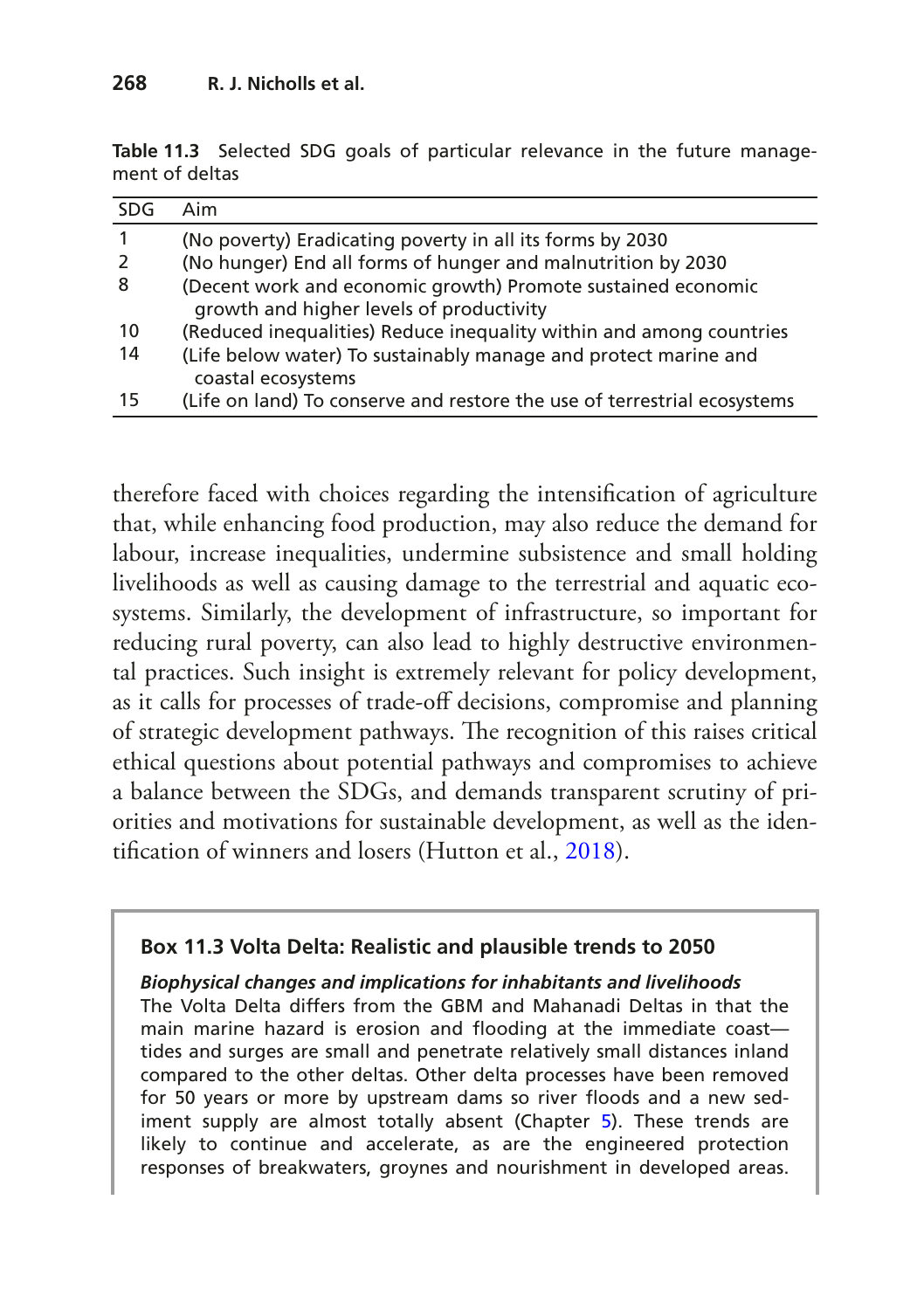**Table 11.3** Selected SDG goals of particular relevance in the future management of deltas

| SDG | Aim |
|---|---|
| 1 | (No poverty) Eradicating poverty in all its forms by 2030 |
| 2 | (No hunger) End all forms of hunger and malnutrition by 2030 |
| 8 | (Decent work and economic growth) Promote sustained economic growth and higher levels of productivity |
| 10 | (Reduced inequalities) Reduce inequality within and among countries |
| 14 | (Life below water) To sustainably manage and protect marine and coastal ecosystems |
| 15 | (Life on land) To conserve and restore the use of terrestrial ecosystems |

therefore faced with choices regarding the intensification of agriculture that, while enhancing food production, may also reduce the demand for labour, increase inequalities, undermine subsistence and small holding livelihoods as well as causing damage to the terrestrial and aquatic ecosystems. Similarly, the development of infrastructure, so important for reducing rural poverty, can also lead to highly destructive environmental practices. Such insight is extremely relevant for policy development, as it calls for processes of trade-off decisions, compromise and planning of strategic development pathways. The recognition of this raises critical ethical questions about potential pathways and compromises to achieve a balance between the SDGs, and demands transparent scrutiny of priorities and motivations for sustainable development, as well as the identification of winners and losers (Hutton et al., 2018).

**Box 11.3 Volta Delta: Realistic and plausible trends to 2050**

***Biophysical changes and implications for inhabitants and livelihoods***

The Volta Delta differs from the GBM and Mahanadi Deltas in that the main marine hazard is erosion and flooding at the immediate coast—tides and surges are small and penetrate relatively small distances inland compared to the other deltas. Other delta processes have been removed for 50 years or more by upstream dams so river floods and a new sediment supply are almost totally absent (Chapter 5). These trends are likely to continue and accelerate, as are the engineered protection responses of breakwaters, groynes and nourishment in developed areas.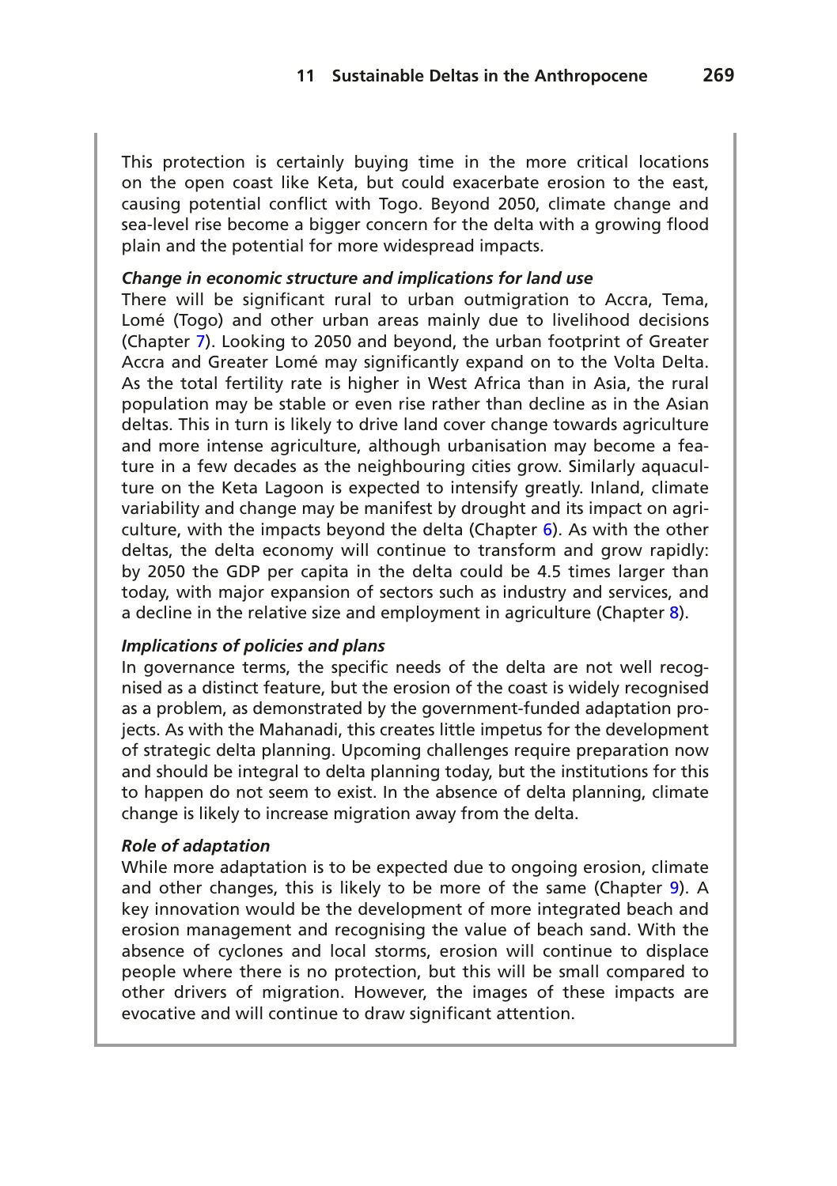This protection is certainly buying time in the more critical locations on the open coast like Keta, but could exacerbate erosion to the east, causing potential conflict with Togo. Beyond 2050, climate change and sea-level rise become a bigger concern for the delta with a growing flood plain and the potential for more widespread impacts.

***Change in economic structure and implications for land use***

There will be significant rural to urban outmigration to Accra, Tema, Lomé (Togo) and other urban areas mainly due to livelihood decisions (Chapter 7). Looking to 2050 and beyond, the urban footprint of Greater Accra and Greater Lomé may significantly expand on to the Volta Delta. As the total fertility rate is higher in West Africa than in Asia, the rural population may be stable or even rise rather than decline as in the Asian deltas. This in turn is likely to drive land cover change towards agriculture and more intense agriculture, although urbanisation may become a feature in a few decades as the neighbouring cities grow. Similarly aquaculture on the Keta Lagoon is expected to intensify greatly. Inland, climate variability and change may be manifest by drought and its impact on agriculture, with the impacts beyond the delta (Chapter 6). As with the other deltas, the delta economy will continue to transform and grow rapidly: by 2050 the GDP per capita in the delta could be 4.5 times larger than today, with major expansion of sectors such as industry and services, and a decline in the relative size and employment in agriculture (Chapter 8).

***Implications of policies and plans***

In governance terms, the specific needs of the delta are not well recognised as a distinct feature, but the erosion of the coast is widely recognised as a problem, as demonstrated by the government-funded adaptation projects. As with the Mahanadi, this creates little impetus for the development of strategic delta planning. Upcoming challenges require preparation now and should be integral to delta planning today, but the institutions for this to happen do not seem to exist. In the absence of delta planning, climate change is likely to increase migration away from the delta.

***Role of adaptation***

While more adaptation is to be expected due to ongoing erosion, climate and other changes, this is likely to be more of the same (Chapter 9). A key innovation would be the development of more integrated beach and erosion management and recognising the value of beach sand. With the absence of cyclones and local storms, erosion will continue to displace people where there is no protection, but this will be small compared to other drivers of migration. However, the images of these impacts are evocative and will continue to draw significant attention.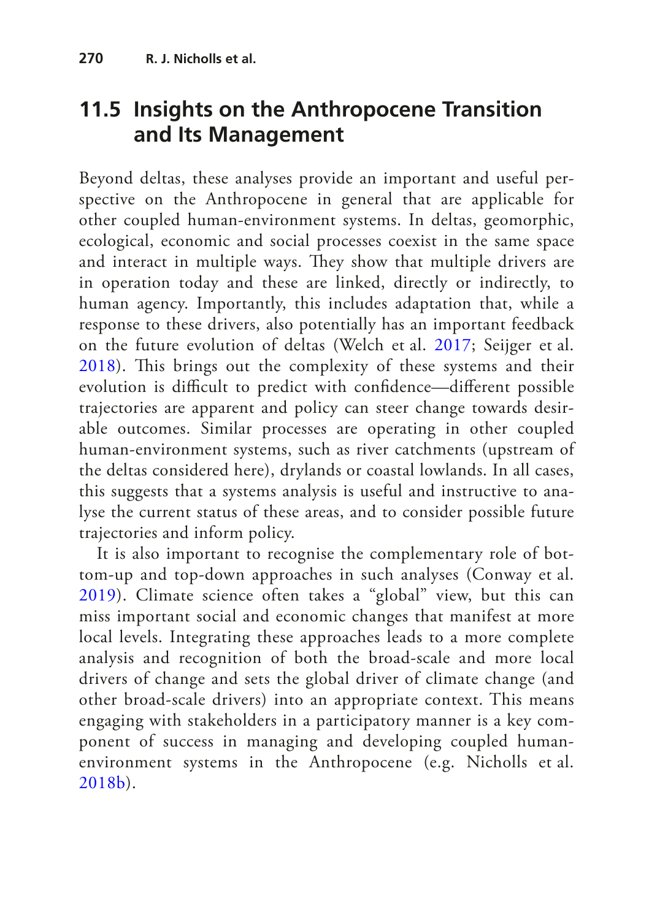## 11.5 Insights on the Anthropocene Transition and Its Management

Beyond deltas, these analyses provide an important and useful perspective on the Anthropocene in general that are applicable for other coupled human-environment systems. In deltas, geomorphic, ecological, economic and social processes coexist in the same space and interact in multiple ways. They show that multiple drivers are in operation today and these are linked, directly or indirectly, to human agency. Importantly, this includes adaptation that, while a response to these drivers, also potentially has an important feedback on the future evolution of deltas (Welch et al. 2017; Seijger et al. 2018). This brings out the complexity of these systems and their evolution is difficult to predict with confidence—different possible trajectories are apparent and policy can steer change towards desirable outcomes. Similar processes are operating in other coupled human-environment systems, such as river catchments (upstream of the deltas considered here), drylands or coastal lowlands. In all cases, this suggests that a systems analysis is useful and instructive to analyse the current status of these areas, and to consider possible future trajectories and inform policy.

It is also important to recognise the complementary role of bottom-up and top-down approaches in such analyses (Conway et al. 2019). Climate science often takes a "global" view, but this can miss important social and economic changes that manifest at more local levels. Integrating these approaches leads to a more complete analysis and recognition of both the broad-scale and more local drivers of change and sets the global driver of climate change (and other broad-scale drivers) into an appropriate context. This means engaging with stakeholders in a participatory manner is a key component of success in managing and developing coupled human-environment systems in the Anthropocene (e.g. Nicholls et al. 2018b).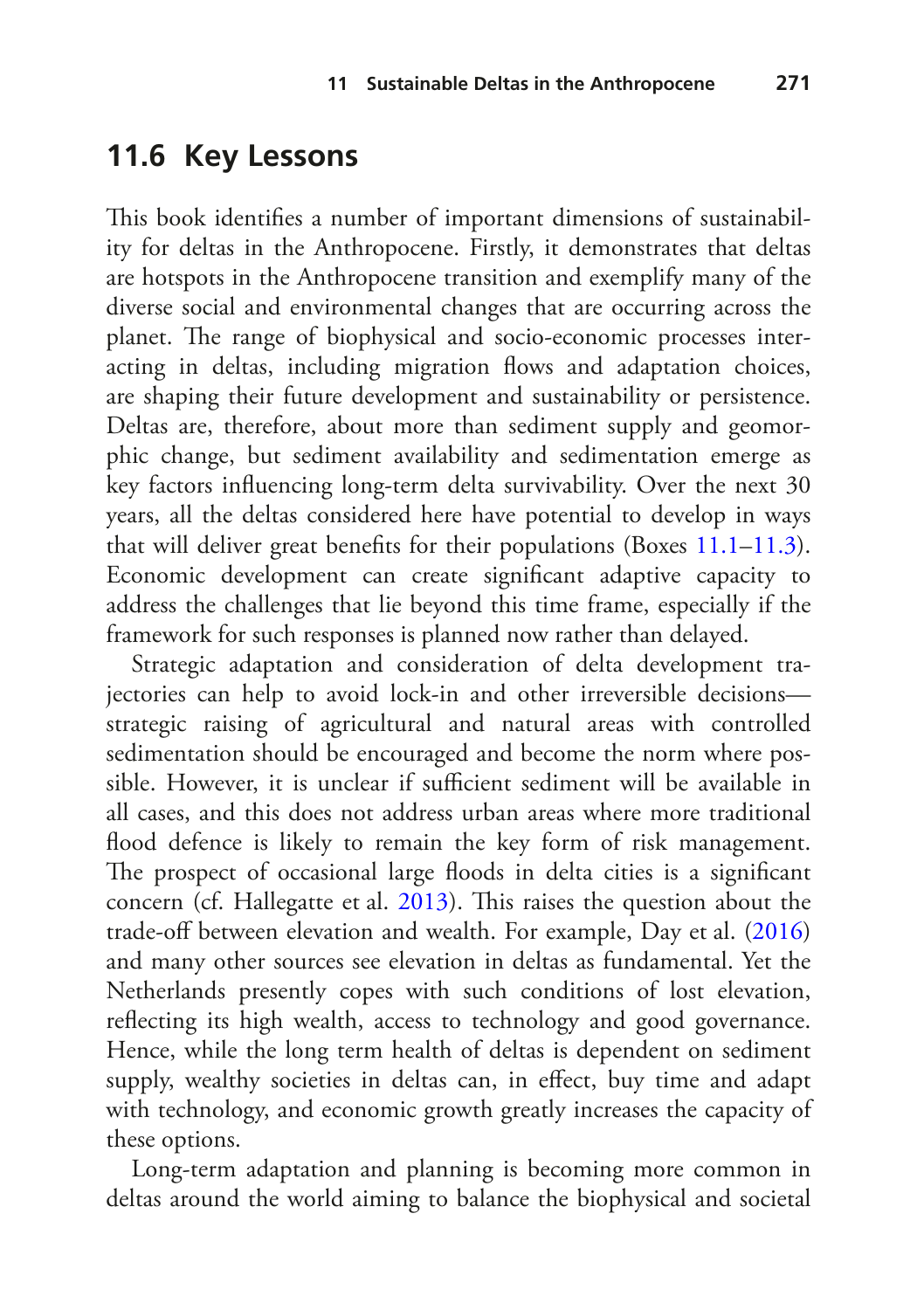## 11.6 Key Lessons

This book identifies a number of important dimensions of sustainability for deltas in the Anthropocene. Firstly, it demonstrates that deltas are hotspots in the Anthropocene transition and exemplify many of the diverse social and environmental changes that are occurring across the planet. The range of biophysical and socio-economic processes interacting in deltas, including migration flows and adaptation choices, are shaping their future development and sustainability or persistence. Deltas are, therefore, about more than sediment supply and geomorphic change, but sediment availability and sedimentation emerge as key factors influencing long-term delta survivability. Over the next 30 years, all the deltas considered here have potential to develop in ways that will deliver great benefits for their populations (Boxes 11.1–11.3). Economic development can create significant adaptive capacity to address the challenges that lie beyond this time frame, especially if the framework for such responses is planned now rather than delayed.

Strategic adaptation and consideration of delta development trajectories can help to avoid lock-in and other irreversible decisions—strategic raising of agricultural and natural areas with controlled sedimentation should be encouraged and become the norm where possible. However, it is unclear if sufficient sediment will be available in all cases, and this does not address urban areas where more traditional flood defence is likely to remain the key form of risk management. The prospect of occasional large floods in delta cities is a significant concern (cf. Hallegatte et al. 2013). This raises the question about the trade-off between elevation and wealth. For example, Day et al. (2016) and many other sources see elevation in deltas as fundamental. Yet the Netherlands presently copes with such conditions of lost elevation, reflecting its high wealth, access to technology and good governance. Hence, while the long term health of deltas is dependent on sediment supply, wealthy societies in deltas can, in effect, buy time and adapt with technology, and economic growth greatly increases the capacity of these options.

Long-term adaptation and planning is becoming more common in deltas around the world aiming to balance the biophysical and societal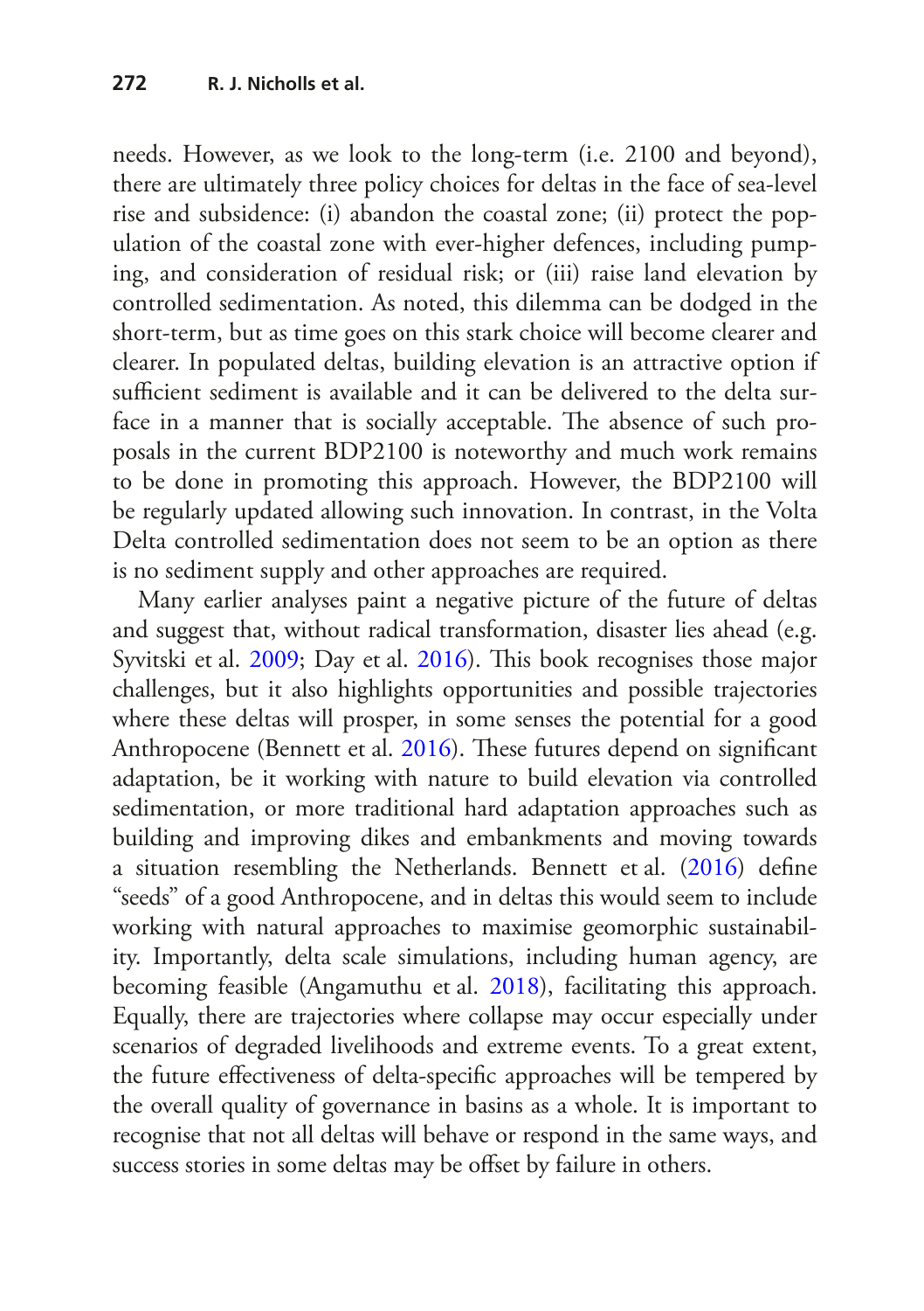needs. However, as we look to the long-term (i.e. 2100 and beyond), there are ultimately three policy choices for deltas in the face of sea-level rise and subsidence: (i) abandon the coastal zone; (ii) protect the population of the coastal zone with ever-higher defences, including pumping, and consideration of residual risk; or (iii) raise land elevation by controlled sedimentation. As noted, this dilemma can be dodged in the short-term, but as time goes on this stark choice will become clearer and clearer. In populated deltas, building elevation is an attractive option if sufficient sediment is available and it can be delivered to the delta surface in a manner that is socially acceptable. The absence of such proposals in the current BDP2100 is noteworthy and much work remains to be done in promoting this approach. However, the BDP2100 will be regularly updated allowing such innovation. In contrast, in the Volta Delta controlled sedimentation does not seem to be an option as there is no sediment supply and other approaches are required.

Many earlier analyses paint a negative picture of the future of deltas and suggest that, without radical transformation, disaster lies ahead (e.g. Syvitski et al. 2009; Day et al. 2016). This book recognises those major challenges, but it also highlights opportunities and possible trajectories where these deltas will prosper, in some senses the potential for a good Anthropocene (Bennett et al. 2016). These futures depend on significant adaptation, be it working with nature to build elevation via controlled sedimentation, or more traditional hard adaptation approaches such as building and improving dikes and embankments and moving towards a situation resembling the Netherlands. Bennett et al. (2016) define "seeds" of a good Anthropocene, and in deltas this would seem to include working with natural approaches to maximise geomorphic sustainability. Importantly, delta scale simulations, including human agency, are becoming feasible (Angamuthu et al. 2018), facilitating this approach. Equally, there are trajectories where collapse may occur especially under scenarios of degraded livelihoods and extreme events. To a great extent, the future effectiveness of delta-specific approaches will be tempered by the overall quality of governance in basins as a whole. It is important to recognise that not all deltas will behave or respond in the same ways, and success stories in some deltas may be offset by failure in others.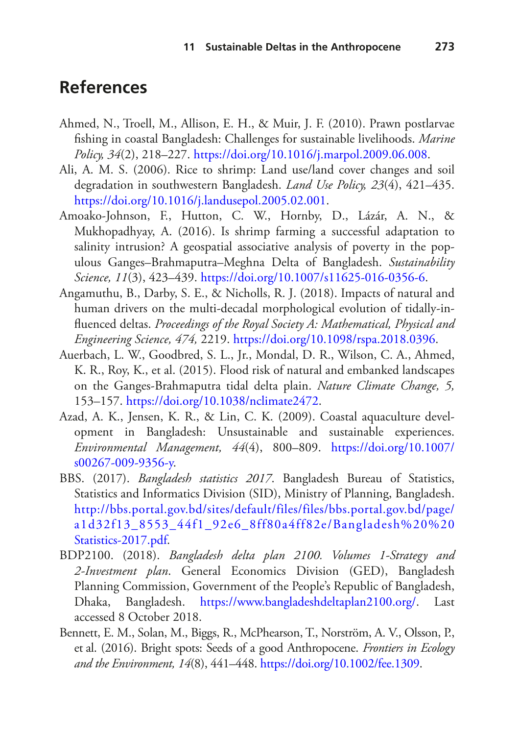## References

Ahmed, N., Troell, M., Allison, E. H., & Muir, J. F. (2010). Prawn postlarvae fishing in coastal Bangladesh: Challenges for sustainable livelihoods. *Marine Policy, 34*(2), 218–227. https://doi.org/10.1016/j.marpol.2009.06.008.

Ali, A. M. S. (2006). Rice to shrimp: Land use/land cover changes and soil degradation in southwestern Bangladesh. *Land Use Policy, 23*(4), 421–435. https://doi.org/10.1016/j.landusepol.2005.02.001.

Amoako-Johnson, F., Hutton, C. W., Hornby, D., Lázár, A. N., & Mukhopadhyay, A. (2016). Is shrimp farming a successful adaptation to salinity intrusion? A geospatial associative analysis of poverty in the populous Ganges–Brahmaputra–Meghna Delta of Bangladesh. *Sustainability Science, 11*(3), 423–439. https://doi.org/10.1007/s11625-016-0356-6.

Angamuthu, B., Darby, S. E., & Nicholls, R. J. (2018). Impacts of natural and human drivers on the multi-decadal morphological evolution of tidally-influenced deltas. *Proceedings of the Royal Society A: Mathematical, Physical and Engineering Science, 474,* 2219. https://doi.org/10.1098/rspa.2018.0396.

Auerbach, L. W., Goodbred, S. L., Jr., Mondal, D. R., Wilson, C. A., Ahmed, K. R., Roy, K., et al. (2015). Flood risk of natural and embanked landscapes on the Ganges-Brahmaputra tidal delta plain. *Nature Climate Change, 5,* 153–157. https://doi.org/10.1038/nclimate2472.

Azad, A. K., Jensen, K. R., & Lin, C. K. (2009). Coastal aquaculture development in Bangladesh: Unsustainable and sustainable experiences. *Environmental Management, 44*(4), 800–809. https://doi.org/10.1007/s00267-009-9356-y.

BBS. (2017). *Bangladesh statistics 2017*. Bangladesh Bureau of Statistics, Statistics and Informatics Division (SID), Ministry of Planning, Bangladesh. http://bbs.portal.gov.bd/sites/default/files/files/bbs.portal.gov.bd/page/a1d32f13_8553_44f1_92e6_8ff80a4ff82e/Bangladesh%20%20Statistics-2017.pdf.

BDP2100. (2018). *Bangladesh delta plan 2100. Volumes 1-Strategy and 2-Investment plan*. General Economics Division (GED), Bangladesh Planning Commission, Government of the People's Republic of Bangladesh, Dhaka, Bangladesh. https://www.bangladeshdeltaplan2100.org/. Last accessed 8 October 2018.

Bennett, E. M., Solan, M., Biggs, R., McPhearson, T., Norström, A. V., Olsson, P., et al. (2016). Bright spots: Seeds of a good Anthropocene. *Frontiers in Ecology and the Environment, 14*(8), 441–448. https://doi.org/10.1002/fee.1309.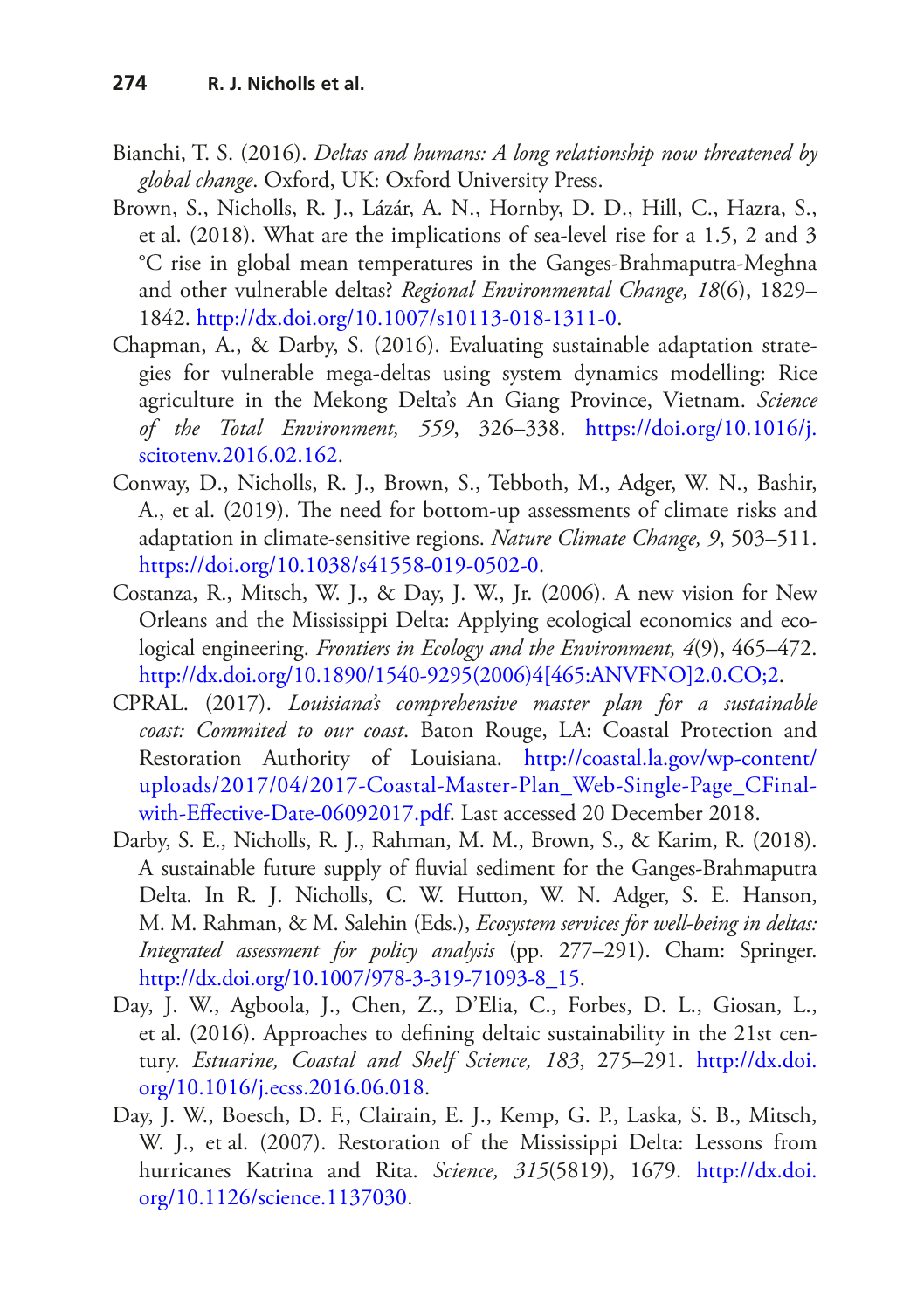Bianchi, T. S. (2016). *Deltas and humans: A long relationship now threatened by global change*. Oxford, UK: Oxford University Press.

Brown, S., Nicholls, R. J., Lázár, A. N., Hornby, D. D., Hill, C., Hazra, S., et al. (2018). What are the implications of sea-level rise for a 1.5, 2 and 3 °C rise in global mean temperatures in the Ganges-Brahmaputra-Meghna and other vulnerable deltas? *Regional Environmental Change, 18*(6), 1829–1842. http://dx.doi.org/10.1007/s10113-018-1311-0.

Chapman, A., & Darby, S. (2016). Evaluating sustainable adaptation strategies for vulnerable mega-deltas using system dynamics modelling: Rice agriculture in the Mekong Delta's An Giang Province, Vietnam. *Science of the Total Environment, 559*, 326–338. https://doi.org/10.1016/j.scitotenv.2016.02.162.

Conway, D., Nicholls, R. J., Brown, S., Tebboth, M., Adger, W. N., Bashir, A., et al. (2019). The need for bottom-up assessments of climate risks and adaptation in climate-sensitive regions. *Nature Climate Change, 9*, 503–511. https://doi.org/10.1038/s41558-019-0502-0.

Costanza, R., Mitsch, W. J., & Day, J. W., Jr. (2006). A new vision for New Orleans and the Mississippi Delta: Applying ecological economics and ecological engineering. *Frontiers in Ecology and the Environment, 4*(9), 465–472. http://dx.doi.org/10.1890/1540-9295(2006)4[465:ANVFNO]2.0.CO;2.

CPRAL. (2017). *Louisiana's comprehensive master plan for a sustainable coast: Commited to our coast*. Baton Rouge, LA: Coastal Protection and Restoration Authority of Louisiana. http://coastal.la.gov/wp-content/uploads/2017/04/2017-Coastal-Master-Plan_Web-Single-Page_CFinal-with-Effective-Date-06092017.pdf. Last accessed 20 December 2018.

Darby, S. E., Nicholls, R. J., Rahman, M. M., Brown, S., & Karim, R. (2018). A sustainable future supply of fluvial sediment for the Ganges-Brahmaputra Delta. In R. J. Nicholls, C. W. Hutton, W. N. Adger, S. E. Hanson, M. M. Rahman, & M. Salehin (Eds.), *Ecosystem services for well-being in deltas: Integrated assessment for policy analysis* (pp. 277–291). Cham: Springer. http://dx.doi.org/10.1007/978-3-319-71093-8_15.

Day, J. W., Agboola, J., Chen, Z., D'Elia, C., Forbes, D. L., Giosan, L., et al. (2016). Approaches to defining deltaic sustainability in the 21st century. *Estuarine, Coastal and Shelf Science, 183*, 275–291. http://dx.doi.org/10.1016/j.ecss.2016.06.018.

Day, J. W., Boesch, D. F., Clairain, E. J., Kemp, G. P., Laska, S. B., Mitsch, W. J., et al. (2007). Restoration of the Mississippi Delta: Lessons from hurricanes Katrina and Rita. *Science, 315*(5819), 1679. http://dx.doi.org/10.1126/science.1137030.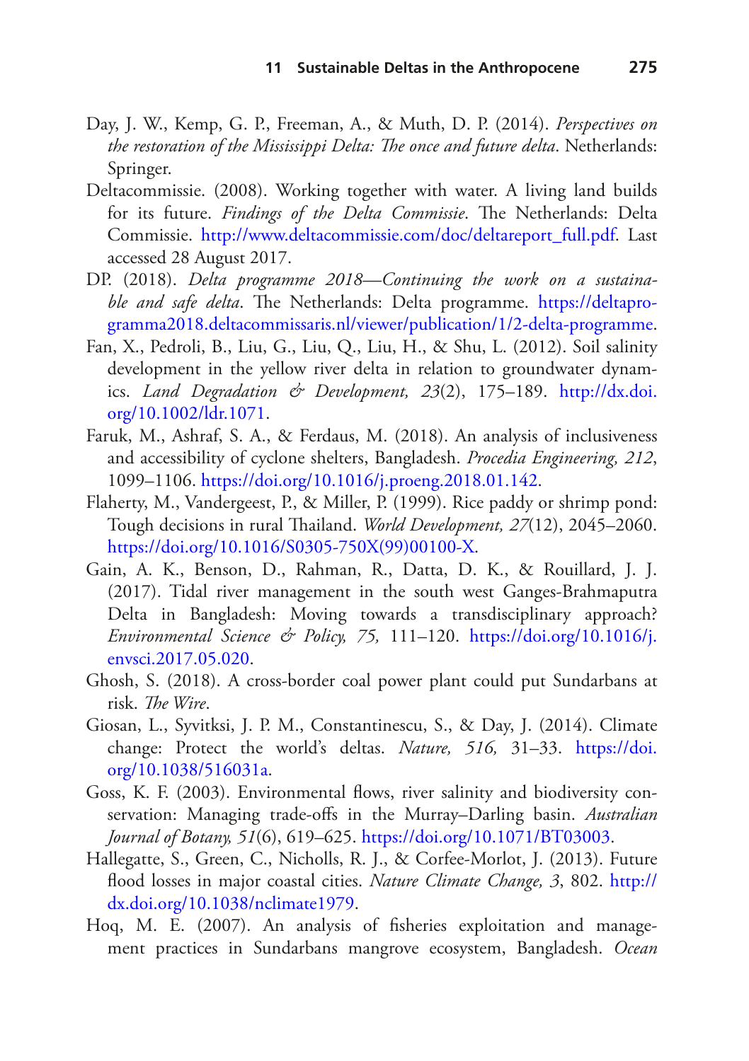Day, J. W., Kemp, G. P., Freeman, A., & Muth, D. P. (2014). *Perspectives on the restoration of the Mississippi Delta: The once and future delta*. Netherlands: Springer.

Deltacommissie. (2008). Working together with water. A living land builds for its future. *Findings of the Delta Commissie*. The Netherlands: Delta Commissie. http://www.deltacommissie.com/doc/deltareport_full.pdf. Last accessed 28 August 2017.

DP. (2018). *Delta programme 2018—Continuing the work on a sustainable and safe delta*. The Netherlands: Delta programme. https://deltaprogramma2018.deltacommissaris.nl/viewer/publication/1/2-delta-programme.

Fan, X., Pedroli, B., Liu, G., Liu, Q., Liu, H., & Shu, L. (2012). Soil salinity development in the yellow river delta in relation to groundwater dynamics. *Land Degradation & Development, 23*(2), 175–189. http://dx.doi.org/10.1002/ldr.1071.

Faruk, M., Ashraf, S. A., & Ferdaus, M. (2018). An analysis of inclusiveness and accessibility of cyclone shelters, Bangladesh. *Procedia Engineering, 212*, 1099–1106. https://doi.org/10.1016/j.proeng.2018.01.142.

Flaherty, M., Vandergeest, P., & Miller, P. (1999). Rice paddy or shrimp pond: Tough decisions in rural Thailand. *World Development, 27*(12), 2045–2060. https://doi.org/10.1016/S0305-750X(99)00100-X.

Gain, A. K., Benson, D., Rahman, R., Datta, D. K., & Rouillard, J. J. (2017). Tidal river management in the south west Ganges-Brahmaputra Delta in Bangladesh: Moving towards a transdisciplinary approach? *Environmental Science & Policy, 75,* 111–120. https://doi.org/10.1016/j.envsci.2017.05.020.

Ghosh, S. (2018). A cross-border coal power plant could put Sundarbans at risk. *The Wire*.

Giosan, L., Syvitksi, J. P. M., Constantinescu, S., & Day, J. (2014). Climate change: Protect the world's deltas. *Nature, 516,* 31–33. https://doi.org/10.1038/516031a.

Goss, K. F. (2003). Environmental flows, river salinity and biodiversity conservation: Managing trade-offs in the Murray–Darling basin. *Australian Journal of Botany, 51*(6), 619–625. https://doi.org/10.1071/BT03003.

Hallegatte, S., Green, C., Nicholls, R. J., & Corfee-Morlot, J. (2013). Future flood losses in major coastal cities. *Nature Climate Change, 3*, 802. http://dx.doi.org/10.1038/nclimate1979.

Hoq, M. E. (2007). An analysis of fisheries exploitation and management practices in Sundarbans mangrove ecosystem, Bangladesh. *Ocean*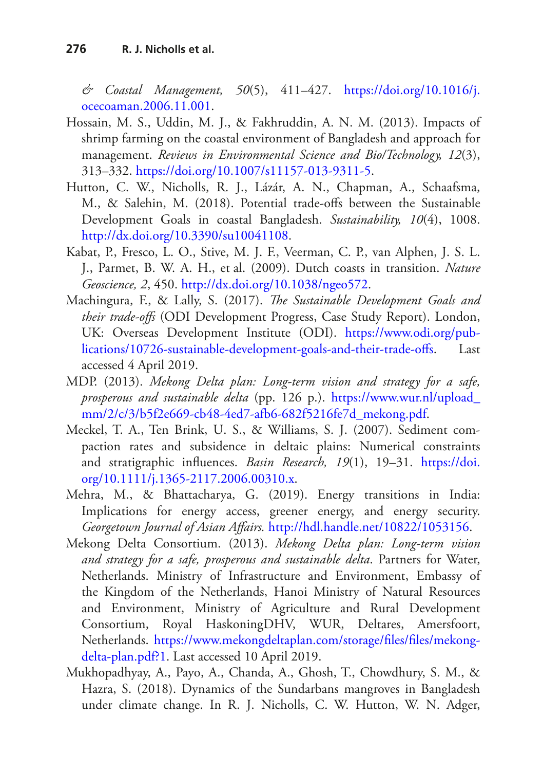*& Coastal Management, 50*(5), 411–427. https://doi.org/10.1016/j.ocecoaman.2006.11.001.

Hossain, M. S., Uddin, M. J., & Fakhruddin, A. N. M. (2013). Impacts of shrimp farming on the coastal environment of Bangladesh and approach for management. *Reviews in Environmental Science and Bio/Technology, 12*(3), 313–332. https://doi.org/10.1007/s11157-013-9311-5.

Hutton, C. W., Nicholls, R. J., Lázár, A. N., Chapman, A., Schaafsma, M., & Salehin, M. (2018). Potential trade-offs between the Sustainable Development Goals in coastal Bangladesh. *Sustainability, 10*(4), 1008. http://dx.doi.org/10.3390/su10041108.

Kabat, P., Fresco, L. O., Stive, M. J. F., Veerman, C. P., van Alphen, J. S. L. J., Parmet, B. W. A. H., et al. (2009). Dutch coasts in transition. *Nature Geoscience, 2*, 450. http://dx.doi.org/10.1038/ngeo572.

Machingura, F., & Lally, S. (2017). *The Sustainable Development Goals and their trade-offs* (ODI Development Progress, Case Study Report). London, UK: Overseas Development Institute (ODI). https://www.odi.org/publications/10726-sustainable-development-goals-and-their-trade-offs. Last accessed 4 April 2019.

MDP. (2013). *Mekong Delta plan: Long-term vision and strategy for a safe, prosperous and sustainable delta* (pp. 126 p.). https://www.wur.nl/upload_mm/2/c/3/b5f2e669-cb48-4ed7-afb6-682f5216fe7d_mekong.pdf.

Meckel, T. A., Ten Brink, U. S., & Williams, S. J. (2007). Sediment compaction rates and subsidence in deltaic plains: Numerical constraints and stratigraphic influences. *Basin Research, 19*(1), 19–31. https://doi.org/10.1111/j.1365-2117.2006.00310.x.

Mehra, M., & Bhattacharya, G. (2019). Energy transitions in India: Implications for energy access, greener energy, and energy security. *Georgetown Journal of Asian Affairs.* http://hdl.handle.net/10822/1053156.

Mekong Delta Consortium. (2013). *Mekong Delta plan: Long-term vision and strategy for a safe, prosperous and sustainable delta*. Partners for Water, Netherlands. Ministry of Infrastructure and Environment, Embassy of the Kingdom of the Netherlands, Hanoi Ministry of Natural Resources and Environment, Ministry of Agriculture and Rural Development Consortium, Royal HaskoningDHV, WUR, Deltares, Amersfoort, Netherlands. https://www.mekongdeltaplan.com/storage/files/files/mekong-delta-plan.pdf?1. Last accessed 10 April 2019.

Mukhopadhyay, A., Payo, A., Chanda, A., Ghosh, T., Chowdhury, S. M., & Hazra, S. (2018). Dynamics of the Sundarbans mangroves in Bangladesh under climate change. In R. J. Nicholls, C. W. Hutton, W. N. Adger,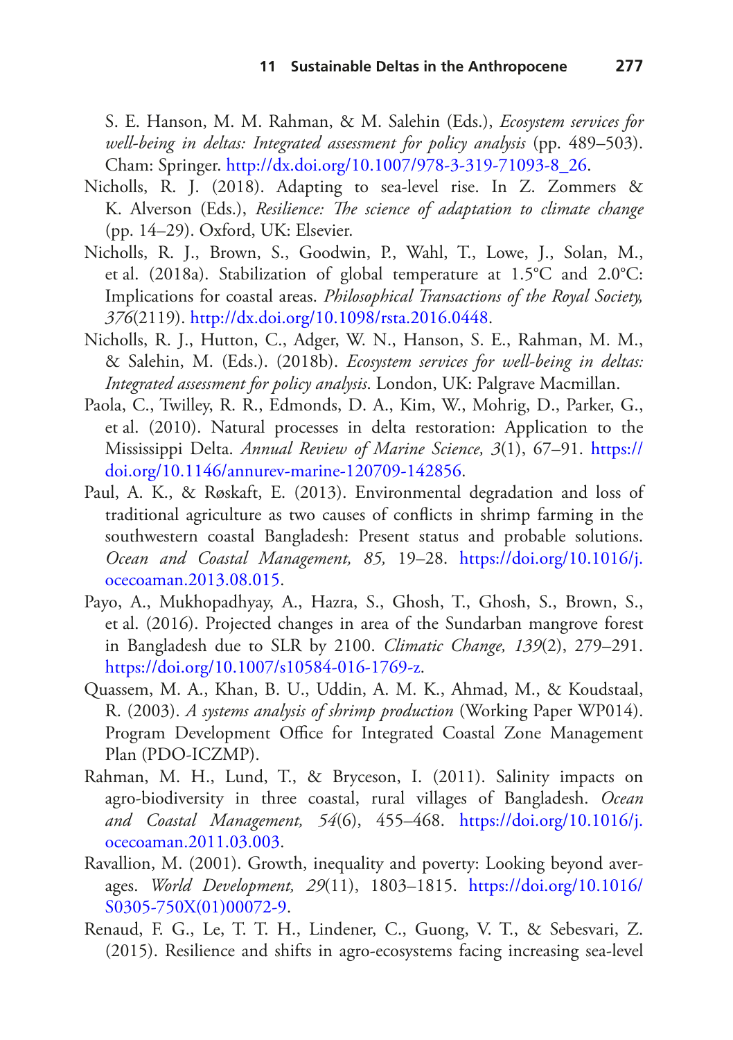S. E. Hanson, M. M. Rahman, & M. Salehin (Eds.), *Ecosystem services for well-being in deltas: Integrated assessment for policy analysis* (pp. 489–503). Cham: Springer. http://dx.doi.org/10.1007/978-3-319-71093-8_26.

Nicholls, R. J. (2018). Adapting to sea-level rise. In Z. Zommers & K. Alverson (Eds.), *Resilience: The science of adaptation to climate change* (pp. 14–29). Oxford, UK: Elsevier.

Nicholls, R. J., Brown, S., Goodwin, P., Wahl, T., Lowe, J., Solan, M., et al. (2018a). Stabilization of global temperature at 1.5°C and 2.0°C: Implications for coastal areas. *Philosophical Transactions of the Royal Society, 376*(2119). http://dx.doi.org/10.1098/rsta.2016.0448.

Nicholls, R. J., Hutton, C., Adger, W. N., Hanson, S. E., Rahman, M. M., & Salehin, M. (Eds.). (2018b). *Ecosystem services for well-being in deltas: Integrated assessment for policy analysis*. London, UK: Palgrave Macmillan.

Paola, C., Twilley, R. R., Edmonds, D. A., Kim, W., Mohrig, D., Parker, G., et al. (2010). Natural processes in delta restoration: Application to the Mississippi Delta. *Annual Review of Marine Science, 3*(1), 67–91. https://doi.org/10.1146/annurev-marine-120709-142856.

Paul, A. K., & Røskaft, E. (2013). Environmental degradation and loss of traditional agriculture as two causes of conflicts in shrimp farming in the southwestern coastal Bangladesh: Present status and probable solutions. *Ocean and Coastal Management, 85,* 19–28. https://doi.org/10.1016/j.ocecoaman.2013.08.015.

Payo, A., Mukhopadhyay, A., Hazra, S., Ghosh, T., Ghosh, S., Brown, S., et al. (2016). Projected changes in area of the Sundarban mangrove forest in Bangladesh due to SLR by 2100. *Climatic Change, 139*(2), 279–291. https://doi.org/10.1007/s10584-016-1769-z.

Quassem, M. A., Khan, B. U., Uddin, A. M. K., Ahmad, M., & Koudstaal, R. (2003). *A systems analysis of shrimp production* (Working Paper WP014). Program Development Office for Integrated Coastal Zone Management Plan (PDO-ICZMP).

Rahman, M. H., Lund, T., & Bryceson, I. (2011). Salinity impacts on agro-biodiversity in three coastal, rural villages of Bangladesh. *Ocean and Coastal Management, 54*(6), 455–468. https://doi.org/10.1016/j.ocecoaman.2011.03.003.

Ravallion, M. (2001). Growth, inequality and poverty: Looking beyond averages. *World Development, 29*(11), 1803–1815. https://doi.org/10.1016/S0305-750X(01)00072-9.

Renaud, F. G., Le, T. T. H., Lindener, C., Guong, V. T., & Sebesvari, Z. (2015). Resilience and shifts in agro-ecosystems facing increasing sea-level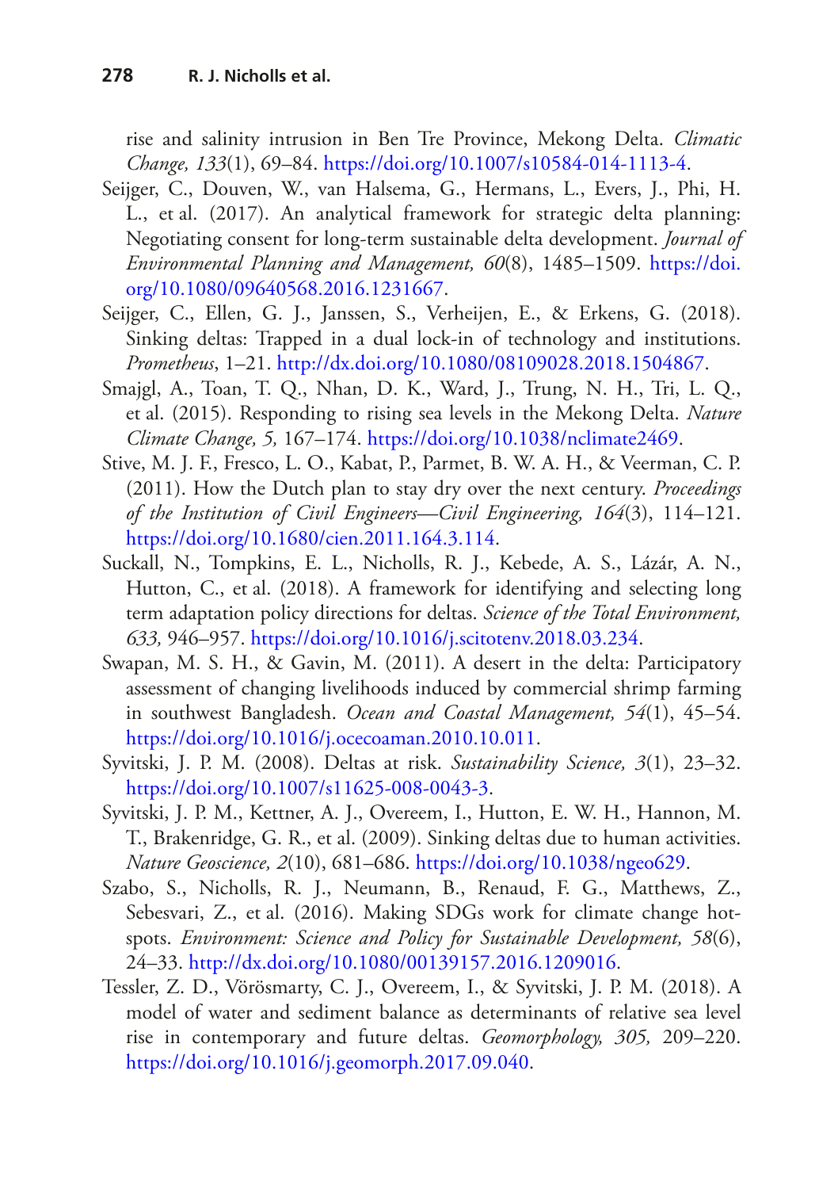rise and salinity intrusion in Ben Tre Province, Mekong Delta. *Climatic Change, 133*(1), 69–84. https://doi.org/10.1007/s10584-014-1113-4.

Seijger, C., Douven, W., van Halsema, G., Hermans, L., Evers, J., Phi, H. L., et al. (2017). An analytical framework for strategic delta planning: Negotiating consent for long-term sustainable delta development. *Journal of Environmental Planning and Management, 60*(8), 1485–1509. https://doi.org/10.1080/09640568.2016.1231667.

Seijger, C., Ellen, G. J., Janssen, S., Verheijen, E., & Erkens, G. (2018). Sinking deltas: Trapped in a dual lock-in of technology and institutions. *Prometheus*, 1–21. http://dx.doi.org/10.1080/08109028.2018.1504867.

Smajgl, A., Toan, T. Q., Nhan, D. K., Ward, J., Trung, N. H., Tri, L. Q., et al. (2015). Responding to rising sea levels in the Mekong Delta. *Nature Climate Change, 5,* 167–174. https://doi.org/10.1038/nclimate2469.

Stive, M. J. F., Fresco, L. O., Kabat, P., Parmet, B. W. A. H., & Veerman, C. P. (2011). How the Dutch plan to stay dry over the next century. *Proceedings of the Institution of Civil Engineers—Civil Engineering, 164*(3), 114–121. https://doi.org/10.1680/cien.2011.164.3.114.

Suckall, N., Tompkins, E. L., Nicholls, R. J., Kebede, A. S., Lázár, A. N., Hutton, C., et al. (2018). A framework for identifying and selecting long term adaptation policy directions for deltas. *Science of the Total Environment, 633,* 946–957. https://doi.org/10.1016/j.scitotenv.2018.03.234.

Swapan, M. S. H., & Gavin, M. (2011). A desert in the delta: Participatory assessment of changing livelihoods induced by commercial shrimp farming in southwest Bangladesh. *Ocean and Coastal Management, 54*(1), 45–54. https://doi.org/10.1016/j.ocecoaman.2010.10.011.

Syvitski, J. P. M. (2008). Deltas at risk. *Sustainability Science, 3*(1), 23–32. https://doi.org/10.1007/s11625-008-0043-3.

Syvitski, J. P. M., Kettner, A. J., Overeem, I., Hutton, E. W. H., Hannon, M. T., Brakenridge, G. R., et al. (2009). Sinking deltas due to human activities. *Nature Geoscience, 2*(10), 681–686. https://doi.org/10.1038/ngeo629.

Szabo, S., Nicholls, R. J., Neumann, B., Renaud, F. G., Matthews, Z., Sebesvari, Z., et al. (2016). Making SDGs work for climate change hotspots. *Environment: Science and Policy for Sustainable Development, 58*(6), 24–33. http://dx.doi.org/10.1080/00139157.2016.1209016.

Tessler, Z. D., Vörösmarty, C. J., Overeem, I., & Syvitski, J. P. M. (2018). A model of water and sediment balance as determinants of relative sea level rise in contemporary and future deltas. *Geomorphology, 305,* 209–220. https://doi.org/10.1016/j.geomorph.2017.09.040.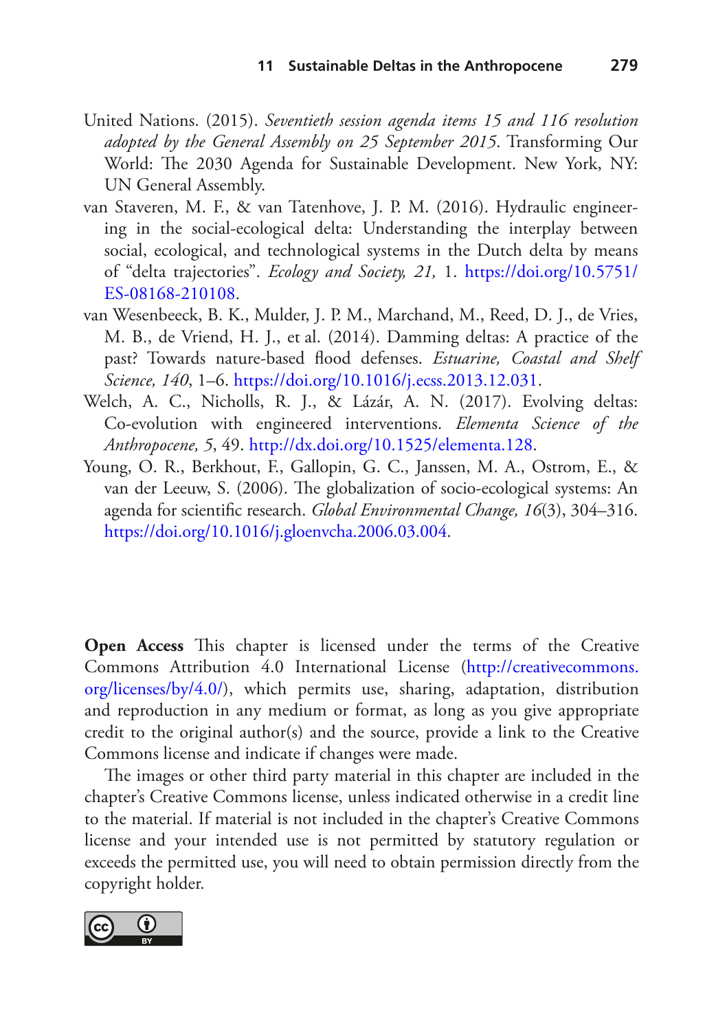United Nations. (2015). *Seventieth session agenda items 15 and 116 resolution adopted by the General Assembly on 25 September 2015*. Transforming Our World: The 2030 Agenda for Sustainable Development. New York, NY: UN General Assembly.

van Staveren, M. F., & van Tatenhove, J. P. M. (2016). Hydraulic engineering in the social-ecological delta: Understanding the interplay between social, ecological, and technological systems in the Dutch delta by means of "delta trajectories". *Ecology and Society, 21,* 1. https://doi.org/10.5751/ES-08168-210108.

van Wesenbeeck, B. K., Mulder, J. P. M., Marchand, M., Reed, D. J., de Vries, M. B., de Vriend, H. J., et al. (2014). Damming deltas: A practice of the past? Towards nature-based flood defenses. *Estuarine, Coastal and Shelf Science, 140*, 1–6. https://doi.org/10.1016/j.ecss.2013.12.031.

Welch, A. C., Nicholls, R. J., & Lázár, A. N. (2017). Evolving deltas: Co-evolution with engineered interventions. *Elementa Science of the Anthropocene, 5*, 49. http://dx.doi.org/10.1525/elementa.128.

Young, O. R., Berkhout, F., Gallopin, G. C., Janssen, M. A., Ostrom, E., & van der Leeuw, S. (2006). The globalization of socio-ecological systems: An agenda for scientific research. *Global Environmental Change, 16*(3), 304–316. https://doi.org/10.1016/j.gloenvcha.2006.03.004.

**Open Access** This chapter is licensed under the terms of the Creative Commons Attribution 4.0 International License (http://creativecommons.org/licenses/by/4.0/), which permits use, sharing, adaptation, distribution and reproduction in any medium or format, as long as you give appropriate credit to the original author(s) and the source, provide a link to the Creative Commons license and indicate if changes were made.

The images or other third party material in this chapter are included in the chapter's Creative Commons license, unless indicated otherwise in a credit line to the material. If material is not included in the chapter's Creative Commons license and your intended use is not permitted by statutory regulation or exceeds the permitted use, you will need to obtain permission directly from the copyright holder.